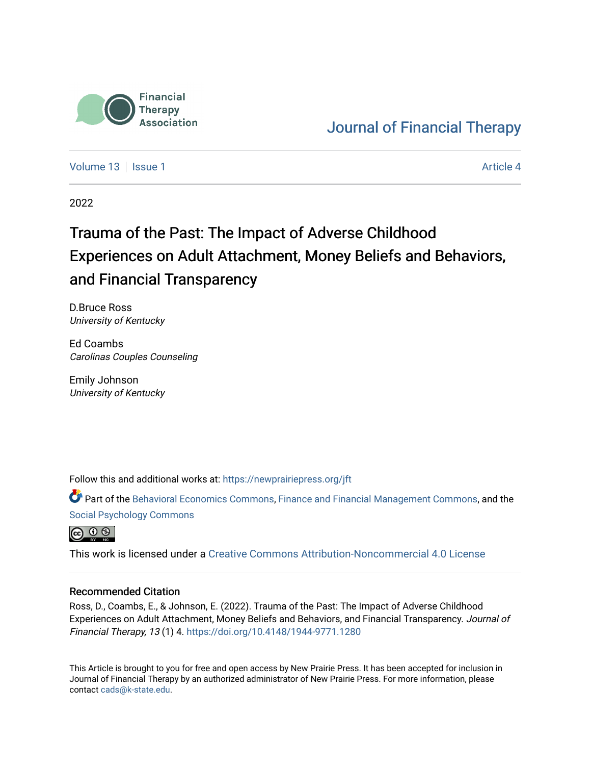Financial Therapy Association

# Journal of Financial Therapy

Volume 13 | Issue 1 | Article 4

2022

# Trauma of the Past: The Impact of Adverse Childhood Experiences on Adult Attachment, Money Beliefs and Behaviors, and Financial Transparency

D.Bruce Ross
*University of Kentucky*

Ed Coambs
*Carolinas Couples Counseling*

Emily Johnson
*University of Kentucky*

Follow this and additional works at: https://newprairiepress.org/jft

Part of the Behavioral Economics Commons, Finance and Financial Management Commons, and the Social Psychology Commons

This work is licensed under a Creative Commons Attribution-Noncommercial 4.0 License

## Recommended Citation

Ross, D., Coambs, E., & Johnson, E. (2022). Trauma of the Past: The Impact of Adverse Childhood Experiences on Adult Attachment, Money Beliefs and Behaviors, and Financial Transparency. *Journal of Financial Therapy, 13* (1) 4. https://doi.org/10.4148/1944-9771.1280

This Article is brought to you for free and open access by New Prairie Press. It has been accepted for inclusion in Journal of Financial Therapy by an authorized administrator of New Prairie Press. For more information, please contact cads@k-state.edu.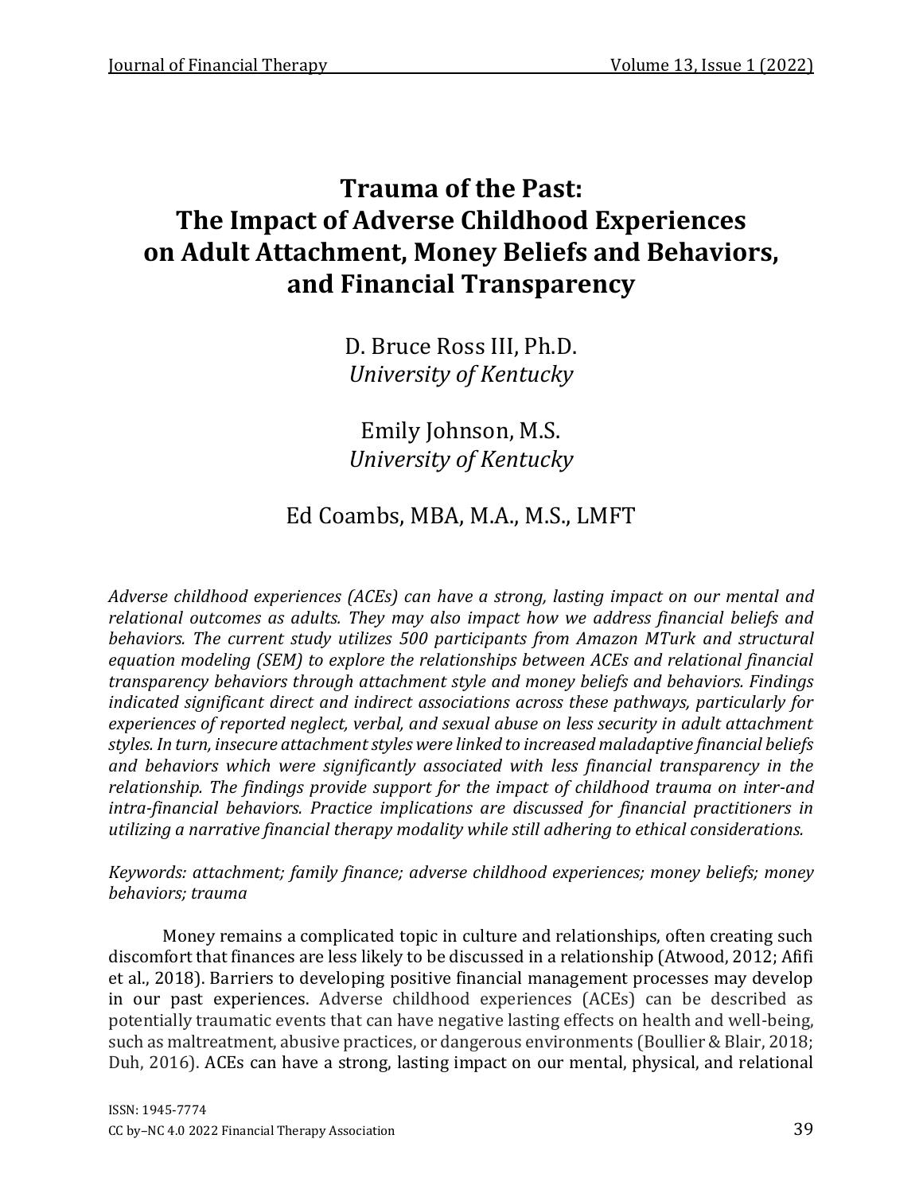# Trauma of the Past: The Impact of Adverse Childhood Experiences on Adult Attachment, Money Beliefs and Behaviors, and Financial Transparency

D. Bruce Ross III, Ph.D.
*University of Kentucky*

Emily Johnson, M.S.
*University of Kentucky*

Ed Coambs, MBA, M.A., M.S., LMFT

*Adverse childhood experiences (ACEs) can have a strong, lasting impact on our mental and relational outcomes as adults. They may also impact how we address financial beliefs and behaviors. The current study utilizes 500 participants from Amazon MTurk and structural equation modeling (SEM) to explore the relationships between ACEs and relational financial transparency behaviors through attachment style and money beliefs and behaviors. Findings indicated significant direct and indirect associations across these pathways, particularly for experiences of reported neglect, verbal, and sexual abuse on less security in adult attachment styles. In turn, insecure attachment styles were linked to increased maladaptive financial beliefs and behaviors which were significantly associated with less financial transparency in the relationship. The findings provide support for the impact of childhood trauma on inter-and intra-financial behaviors. Practice implications are discussed for financial practitioners in utilizing a narrative financial therapy modality while still adhering to ethical considerations.*

*Keywords: attachment; family finance; adverse childhood experiences; money beliefs; money behaviors; trauma*

Money remains a complicated topic in culture and relationships, often creating such discomfort that finances are less likely to be discussed in a relationship (Atwood, 2012; Afifi et al., 2018). Barriers to developing positive financial management processes may develop in our past experiences. Adverse childhood experiences (ACEs) can be described as potentially traumatic events that can have negative lasting effects on health and well-being, such as maltreatment, abusive practices, or dangerous environments (Boullier & Blair, 2018; Duh, 2016). ACEs can have a strong, lasting impact on our mental, physical, and relational

ISSN: 1945-7774

CC by–NC 4.0 2022 Financial Therapy Association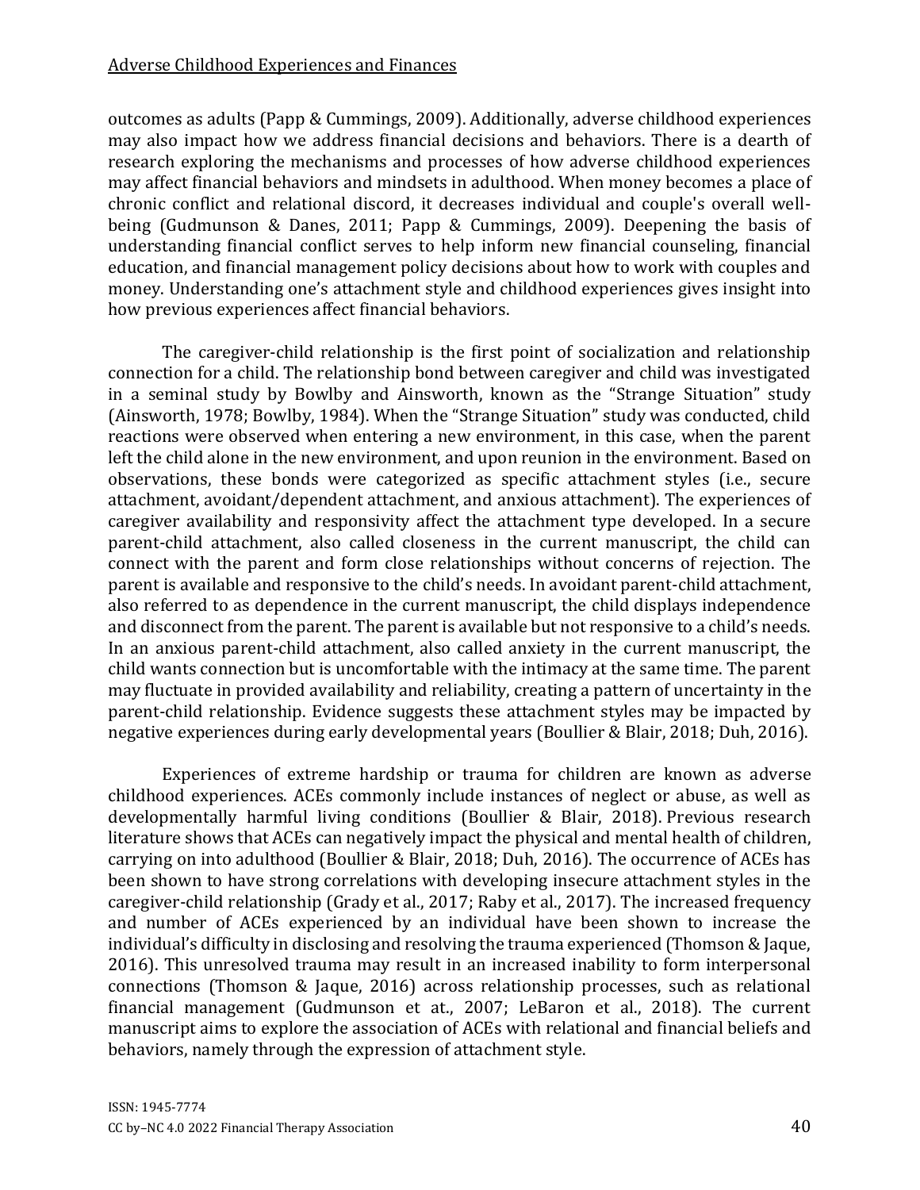outcomes as adults (Papp & Cummings, 2009). Additionally, adverse childhood experiences may also impact how we address financial decisions and behaviors. There is a dearth of research exploring the mechanisms and processes of how adverse childhood experiences may affect financial behaviors and mindsets in adulthood. When money becomes a place of chronic conflict and relational discord, it decreases individual and couple's overall well-being (Gudmunson & Danes, 2011; Papp & Cummings, 2009). Deepening the basis of understanding financial conflict serves to help inform new financial counseling, financial education, and financial management policy decisions about how to work with couples and money. Understanding one's attachment style and childhood experiences gives insight into how previous experiences affect financial behaviors.

The caregiver-child relationship is the first point of socialization and relationship connection for a child. The relationship bond between caregiver and child was investigated in a seminal study by Bowlby and Ainsworth, known as the "Strange Situation" study (Ainsworth, 1978; Bowlby, 1984). When the "Strange Situation" study was conducted, child reactions were observed when entering a new environment, in this case, when the parent left the child alone in the new environment, and upon reunion in the environment. Based on observations, these bonds were categorized as specific attachment styles (i.e., secure attachment, avoidant/dependent attachment, and anxious attachment). The experiences of caregiver availability and responsivity affect the attachment type developed. In a secure parent-child attachment, also called closeness in the current manuscript, the child can connect with the parent and form close relationships without concerns of rejection. The parent is available and responsive to the child's needs. In avoidant parent-child attachment, also referred to as dependence in the current manuscript, the child displays independence and disconnect from the parent. The parent is available but not responsive to a child's needs. In an anxious parent-child attachment, also called anxiety in the current manuscript, the child wants connection but is uncomfortable with the intimacy at the same time. The parent may fluctuate in provided availability and reliability, creating a pattern of uncertainty in the parent-child relationship. Evidence suggests these attachment styles may be impacted by negative experiences during early developmental years (Boullier & Blair, 2018; Duh, 2016).

Experiences of extreme hardship or trauma for children are known as adverse childhood experiences. ACEs commonly include instances of neglect or abuse, as well as developmentally harmful living conditions (Boullier & Blair, 2018). Previous research literature shows that ACEs can negatively impact the physical and mental health of children, carrying on into adulthood (Boullier & Blair, 2018; Duh, 2016). The occurrence of ACEs has been shown to have strong correlations with developing insecure attachment styles in the caregiver-child relationship (Grady et al., 2017; Raby et al., 2017). The increased frequency and number of ACEs experienced by an individual have been shown to increase the individual's difficulty in disclosing and resolving the trauma experienced (Thomson & Jaque, 2016). This unresolved trauma may result in an increased inability to form interpersonal connections (Thomson & Jaque, 2016) across relationship processes, such as relational financial management (Gudmunson et at., 2007; LeBaron et al., 2018). The current manuscript aims to explore the association of ACEs with relational and financial beliefs and behaviors, namely through the expression of attachment style.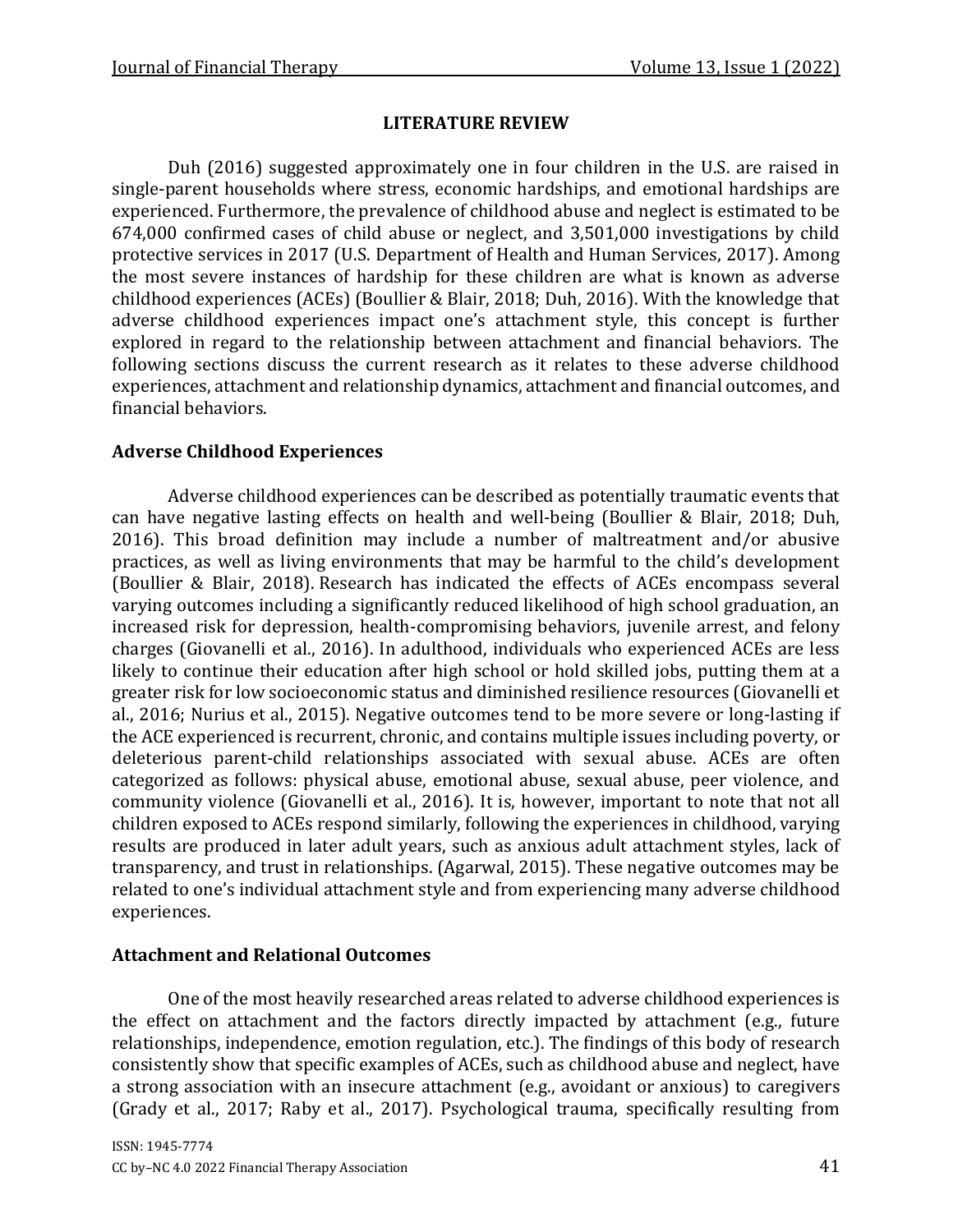## LITERATURE REVIEW

Duh (2016) suggested approximately one in four children in the U.S. are raised in single-parent households where stress, economic hardships, and emotional hardships are experienced. Furthermore, the prevalence of childhood abuse and neglect is estimated to be 674,000 confirmed cases of child abuse or neglect, and 3,501,000 investigations by child protective services in 2017 (U.S. Department of Health and Human Services, 2017). Among the most severe instances of hardship for these children are what is known as adverse childhood experiences (ACEs) (Boullier & Blair, 2018; Duh, 2016). With the knowledge that adverse childhood experiences impact one's attachment style, this concept is further explored in regard to the relationship between attachment and financial behaviors. The following sections discuss the current research as it relates to these adverse childhood experiences, attachment and relationship dynamics, attachment and financial outcomes, and financial behaviors.

### Adverse Childhood Experiences

Adverse childhood experiences can be described as potentially traumatic events that can have negative lasting effects on health and well-being (Boullier & Blair, 2018; Duh, 2016). This broad definition may include a number of maltreatment and/or abusive practices, as well as living environments that may be harmful to the child's development (Boullier & Blair, 2018). Research has indicated the effects of ACEs encompass several varying outcomes including a significantly reduced likelihood of high school graduation, an increased risk for depression, health-compromising behaviors, juvenile arrest, and felony charges (Giovanelli et al., 2016). In adulthood, individuals who experienced ACEs are less likely to continue their education after high school or hold skilled jobs, putting them at a greater risk for low socioeconomic status and diminished resilience resources (Giovanelli et al., 2016; Nurius et al., 2015). Negative outcomes tend to be more severe or long-lasting if the ACE experienced is recurrent, chronic, and contains multiple issues including poverty, or deleterious parent-child relationships associated with sexual abuse. ACEs are often categorized as follows: physical abuse, emotional abuse, sexual abuse, peer violence, and community violence (Giovanelli et al., 2016). It is, however, important to note that not all children exposed to ACEs respond similarly, following the experiences in childhood, varying results are produced in later adult years, such as anxious adult attachment styles, lack of transparency, and trust in relationships. (Agarwal, 2015). These negative outcomes may be related to one's individual attachment style and from experiencing many adverse childhood experiences.

### Attachment and Relational Outcomes

One of the most heavily researched areas related to adverse childhood experiences is the effect on attachment and the factors directly impacted by attachment (e.g., future relationships, independence, emotion regulation, etc.). The findings of this body of research consistently show that specific examples of ACEs, such as childhood abuse and neglect, have a strong association with an insecure attachment (e.g., avoidant or anxious) to caregivers (Grady et al., 2017; Raby et al., 2017). Psychological trauma, specifically resulting from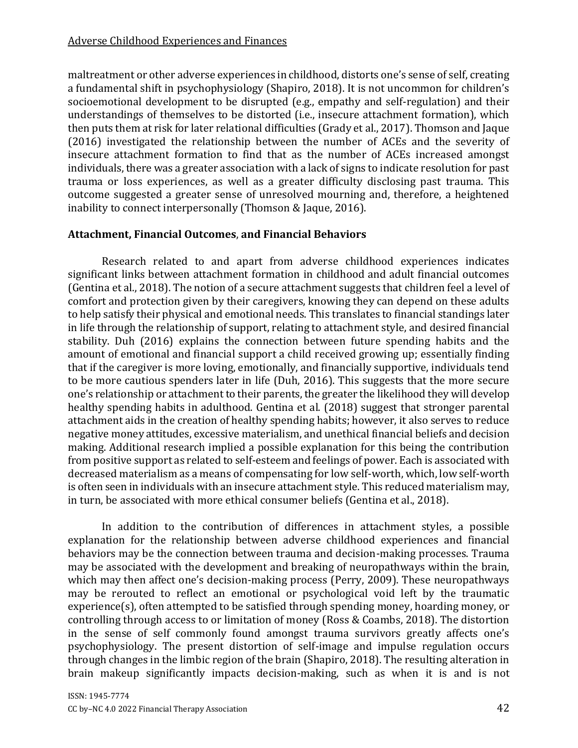maltreatment or other adverse experiences in childhood, distorts one's sense of self, creating a fundamental shift in psychophysiology (Shapiro, 2018). It is not uncommon for children's socioemotional development to be disrupted (e.g., empathy and self-regulation) and their understandings of themselves to be distorted (i.e., insecure attachment formation), which then puts them at risk for later relational difficulties (Grady et al., 2017). Thomson and Jaque (2016) investigated the relationship between the number of ACEs and the severity of insecure attachment formation to find that as the number of ACEs increased amongst individuals, there was a greater association with a lack of signs to indicate resolution for past trauma or loss experiences, as well as a greater difficulty disclosing past trauma. This outcome suggested a greater sense of unresolved mourning and, therefore, a heightened inability to connect interpersonally (Thomson & Jaque, 2016).

### Attachment, Financial Outcomes, and Financial Behaviors

Research related to and apart from adverse childhood experiences indicates significant links between attachment formation in childhood and adult financial outcomes (Gentina et al., 2018). The notion of a secure attachment suggests that children feel a level of comfort and protection given by their caregivers, knowing they can depend on these adults to help satisfy their physical and emotional needs. This translates to financial standings later in life through the relationship of support, relating to attachment style, and desired financial stability. Duh (2016) explains the connection between future spending habits and the amount of emotional and financial support a child received growing up; essentially finding that if the caregiver is more loving, emotionally, and financially supportive, individuals tend to be more cautious spenders later in life (Duh, 2016). This suggests that the more secure one's relationship or attachment to their parents, the greater the likelihood they will develop healthy spending habits in adulthood. Gentina et al. (2018) suggest that stronger parental attachment aids in the creation of healthy spending habits; however, it also serves to reduce negative money attitudes, excessive materialism, and unethical financial beliefs and decision making. Additional research implied a possible explanation for this being the contribution from positive support as related to self-esteem and feelings of power. Each is associated with decreased materialism as a means of compensating for low self-worth, which, low self-worth is often seen in individuals with an insecure attachment style. This reduced materialism may, in turn, be associated with more ethical consumer beliefs (Gentina et al., 2018).

In addition to the contribution of differences in attachment styles, a possible explanation for the relationship between adverse childhood experiences and financial behaviors may be the connection between trauma and decision-making processes. Trauma may be associated with the development and breaking of neuropathways within the brain, which may then affect one's decision-making process (Perry, 2009). These neuropathways may be rerouted to reflect an emotional or psychological void left by the traumatic experience(s), often attempted to be satisfied through spending money, hoarding money, or controlling through access to or limitation of money (Ross & Coambs, 2018). The distortion in the sense of self commonly found amongst trauma survivors greatly affects one's psychophysiology. The present distortion of self-image and impulse regulation occurs through changes in the limbic region of the brain (Shapiro, 2018). The resulting alteration in brain makeup significantly impacts decision-making, such as when it is and is not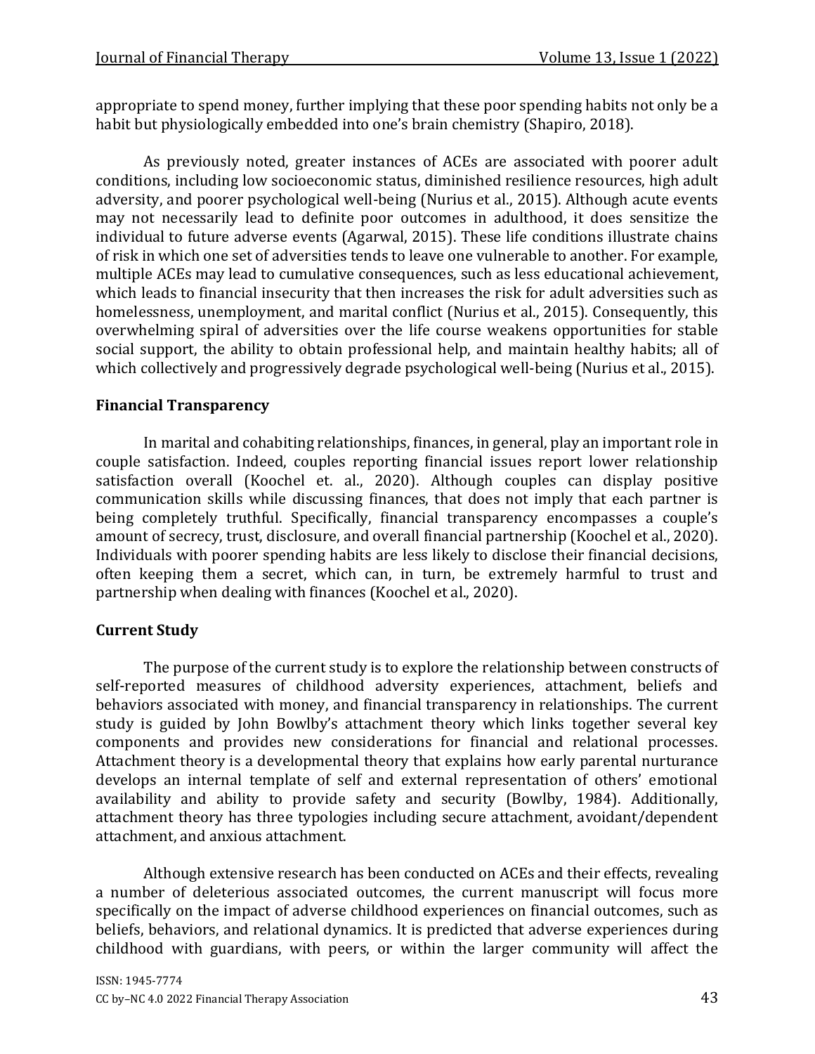appropriate to spend money, further implying that these poor spending habits not only be a habit but physiologically embedded into one's brain chemistry (Shapiro, 2018).

As previously noted, greater instances of ACEs are associated with poorer adult conditions, including low socioeconomic status, diminished resilience resources, high adult adversity, and poorer psychological well-being (Nurius et al., 2015). Although acute events may not necessarily lead to definite poor outcomes in adulthood, it does sensitize the individual to future adverse events (Agarwal, 2015). These life conditions illustrate chains of risk in which one set of adversities tends to leave one vulnerable to another. For example, multiple ACEs may lead to cumulative consequences, such as less educational achievement, which leads to financial insecurity that then increases the risk for adult adversities such as homelessness, unemployment, and marital conflict (Nurius et al., 2015). Consequently, this overwhelming spiral of adversities over the life course weakens opportunities for stable social support, the ability to obtain professional help, and maintain healthy habits; all of which collectively and progressively degrade psychological well-being (Nurius et al., 2015).

## Financial Transparency

In marital and cohabiting relationships, finances, in general, play an important role in couple satisfaction. Indeed, couples reporting financial issues report lower relationship satisfaction overall (Koochel et. al., 2020). Although couples can display positive communication skills while discussing finances, that does not imply that each partner is being completely truthful. Specifically, financial transparency encompasses a couple's amount of secrecy, trust, disclosure, and overall financial partnership (Koochel et al., 2020). Individuals with poorer spending habits are less likely to disclose their financial decisions, often keeping them a secret, which can, in turn, be extremely harmful to trust and partnership when dealing with finances (Koochel et al., 2020).

## Current Study

The purpose of the current study is to explore the relationship between constructs of self-reported measures of childhood adversity experiences, attachment, beliefs and behaviors associated with money, and financial transparency in relationships. The current study is guided by John Bowlby's attachment theory which links together several key components and provides new considerations for financial and relational processes. Attachment theory is a developmental theory that explains how early parental nurturance develops an internal template of self and external representation of others' emotional availability and ability to provide safety and security (Bowlby, 1984). Additionally, attachment theory has three typologies including secure attachment, avoidant/dependent attachment, and anxious attachment.

Although extensive research has been conducted on ACEs and their effects, revealing a number of deleterious associated outcomes, the current manuscript will focus more specifically on the impact of adverse childhood experiences on financial outcomes, such as beliefs, behaviors, and relational dynamics. It is predicted that adverse experiences during childhood with guardians, with peers, or within the larger community will affect the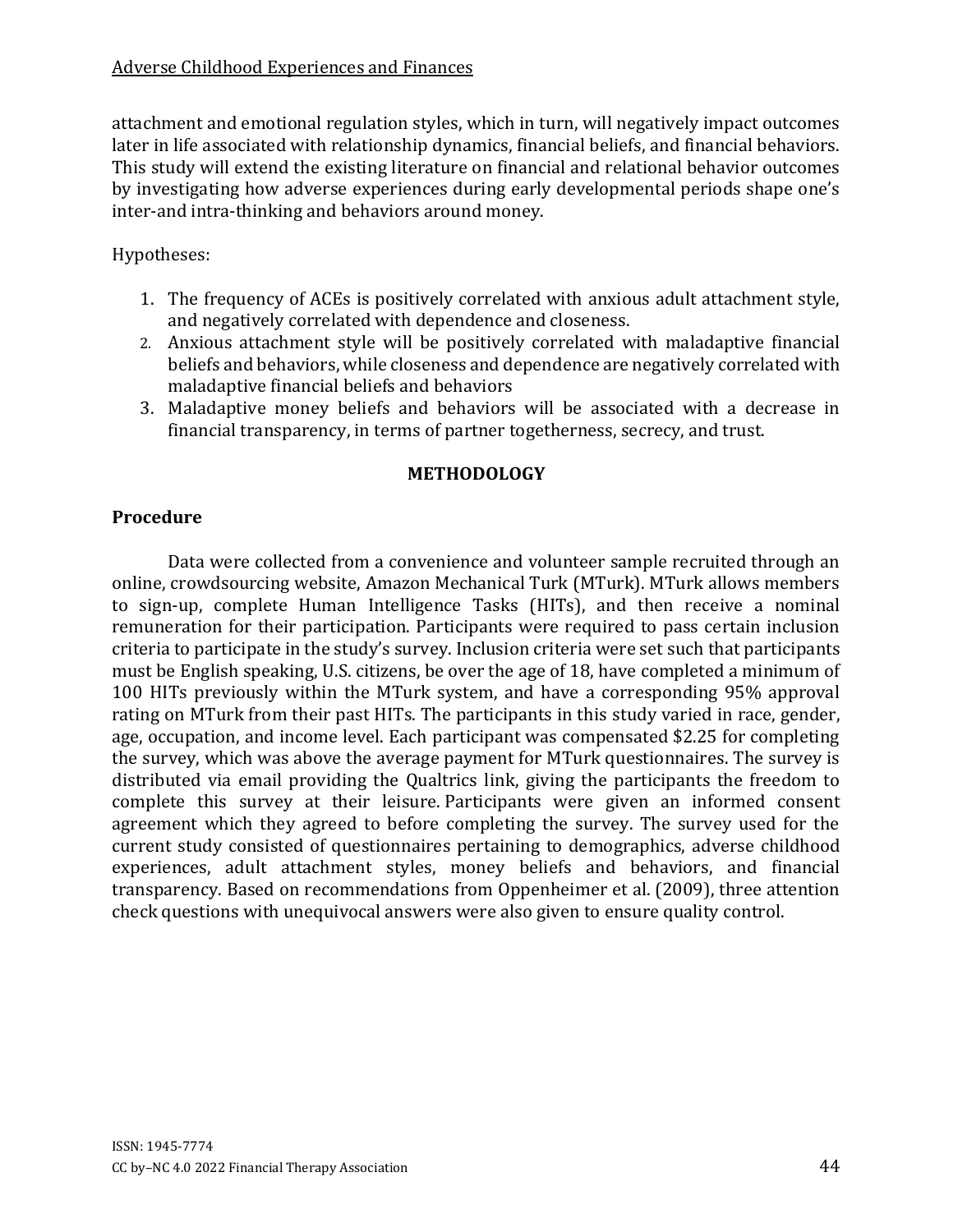attachment and emotional regulation styles, which in turn, will negatively impact outcomes later in life associated with relationship dynamics, financial beliefs, and financial behaviors. This study will extend the existing literature on financial and relational behavior outcomes by investigating how adverse experiences during early developmental periods shape one's inter-and intra-thinking and behaviors around money.

Hypotheses:

1. The frequency of ACEs is positively correlated with anxious adult attachment style, and negatively correlated with dependence and closeness.
2. Anxious attachment style will be positively correlated with maladaptive financial beliefs and behaviors, while closeness and dependence are negatively correlated with maladaptive financial beliefs and behaviors
3. Maladaptive money beliefs and behaviors will be associated with a decrease in financial transparency, in terms of partner togetherness, secrecy, and trust.

## METHODOLOGY

### Procedure

Data were collected from a convenience and volunteer sample recruited through an online, crowdsourcing website, Amazon Mechanical Turk (MTurk). MTurk allows members to sign-up, complete Human Intelligence Tasks (HITs), and then receive a nominal remuneration for their participation. Participants were required to pass certain inclusion criteria to participate in the study's survey. Inclusion criteria were set such that participants must be English speaking, U.S. citizens, be over the age of 18, have completed a minimum of 100 HITs previously within the MTurk system, and have a corresponding 95% approval rating on MTurk from their past HITs. The participants in this study varied in race, gender, age, occupation, and income level. Each participant was compensated $2.25 for completing the survey, which was above the average payment for MTurk questionnaires. The survey is distributed via email providing the Qualtrics link, giving the participants the freedom to complete this survey at their leisure. Participants were given an informed consent agreement which they agreed to before completing the survey. The survey used for the current study consisted of questionnaires pertaining to demographics, adverse childhood experiences, adult attachment styles, money beliefs and behaviors, and financial transparency. Based on recommendations from Oppenheimer et al. (2009), three attention check questions with unequivocal answers were also given to ensure quality control.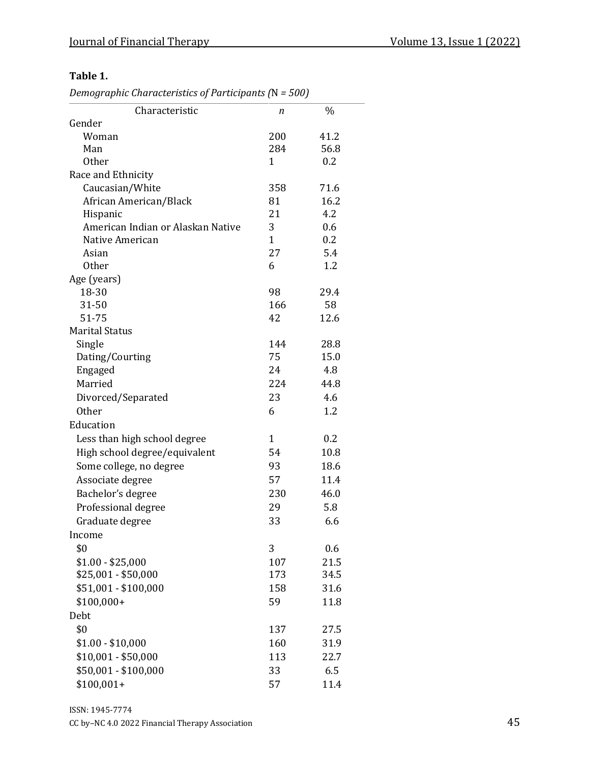**Table 1.**

*Demographic Characteristics of Participants (*N *= 500)*

| Characteristic | *n* | % |
|---|---|---|
| Gender | | |
| Woman | 200 | 41.2 |
| Man | 284 | 56.8 |
| Other | 1 | 0.2 |
| Race and Ethnicity | | |
| Caucasian/White | 358 | 71.6 |
| African American/Black | 81 | 16.2 |
| Hispanic | 21 | 4.2 |
| American Indian or Alaskan Native | 3 | 0.6 |
| Native American | 1 | 0.2 |
| Asian | 27 | 5.4 |
| Other | 6 | 1.2 |
| Age (years) | | |
| 18-30 | 98 | 29.4 |
| 31-50 | 166 | 58 |
| 51-75 | 42 | 12.6 |
| Marital Status | | |
| Single | 144 | 28.8 |
| Dating/Courting | 75 | 15.0 |
| Engaged | 24 | 4.8 |
| Married | 224 | 44.8 |
| Divorced/Separated | 23 | 4.6 |
| Other | 6 | 1.2 |
| Education | | |
| Less than high school degree | 1 | 0.2 |
| High school degree/equivalent | 54 | 10.8 |
| Some college, no degree | 93 | 18.6 |
| Associate degree | 57 | 11.4 |
| Bachelor's degree | 230 | 46.0 |
| Professional degree | 29 | 5.8 |
| Graduate degree | 33 | 6.6 |
| Income | | |
| $0 | 3 | 0.6 |
| $1.00 - $25,000 | 107 | 21.5 |
| $25,001 - $50,000 | 173 | 34.5 |
| $51,001 - $100,000 | 158 | 31.6 |
| $100,000+ | 59 | 11.8 |
| Debt | | |
| $0 | 137 | 27.5 |
| $1.00 - $10,000 | 160 | 31.9 |
| $10,001 - $50,000 | 113 | 22.7 |
| $50,001 - $100,000 | 33 | 6.5 |
| $100,001+ | 57 | 11.4 |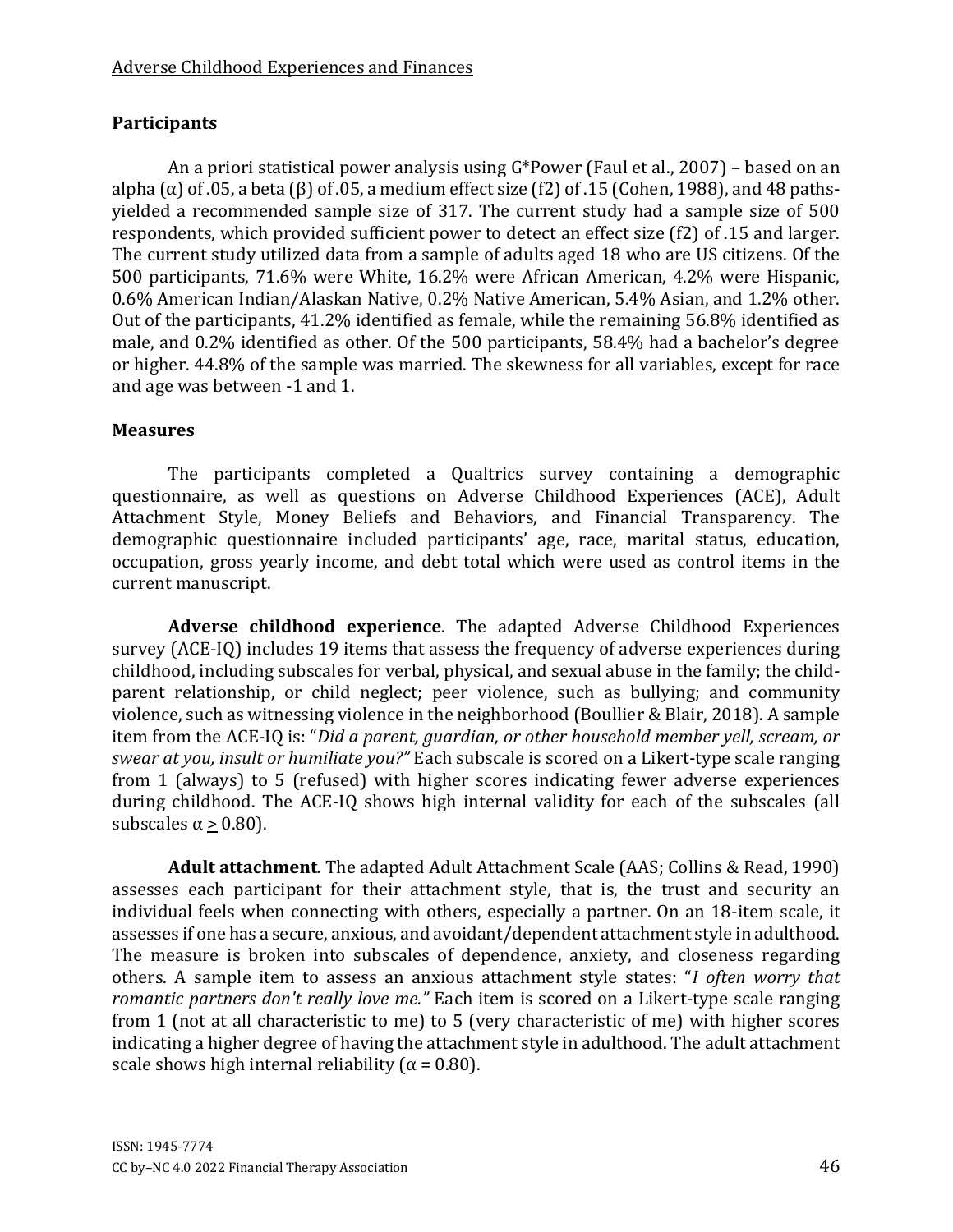## Participants

An a priori statistical power analysis using G*Power (Faul et al., 2007) – based on an alpha (α) of .05, a beta (β) of .05, a medium effect size (f2) of .15 (Cohen, 1988), and 48 paths-yielded a recommended sample size of 317. The current study had a sample size of 500 respondents, which provided sufficient power to detect an effect size (f2) of .15 and larger. The current study utilized data from a sample of adults aged 18 who are US citizens. Of the 500 participants, 71.6% were White, 16.2% were African American, 4.2% were Hispanic, 0.6% American Indian/Alaskan Native, 0.2% Native American, 5.4% Asian, and 1.2% other. Out of the participants, 41.2% identified as female, while the remaining 56.8% identified as male, and 0.2% identified as other. Of the 500 participants, 58.4% had a bachelor's degree or higher. 44.8% of the sample was married. The skewness for all variables, except for race and age was between -1 and 1.

## Measures

The participants completed a Qualtrics survey containing a demographic questionnaire, as well as questions on Adverse Childhood Experiences (ACE), Adult Attachment Style, Money Beliefs and Behaviors, and Financial Transparency. The demographic questionnaire included participants' age, race, marital status, education, occupation, gross yearly income, and debt total which were used as control items in the current manuscript.

**Adverse childhood experience**. The adapted Adverse Childhood Experiences survey (ACE-IQ) includes 19 items that assess the frequency of adverse experiences during childhood, including subscales for verbal, physical, and sexual abuse in the family; the child-parent relationship, or child neglect; peer violence, such as bullying; and community violence, such as witnessing violence in the neighborhood (Boullier & Blair, 2018). A sample item from the ACE-IQ is: "*Did a parent, guardian, or other household member yell, scream, or swear at you, insult or humiliate you?"* Each subscale is scored on a Likert-type scale ranging from 1 (always) to 5 (refused) with higher scores indicating fewer adverse experiences during childhood. The ACE-IQ shows high internal validity for each of the subscales (all subscales $\alpha \geq 0.80$).

**Adult attachment**. The adapted Adult Attachment Scale (AAS; Collins & Read, 1990) assesses each participant for their attachment style, that is, the trust and security an individual feels when connecting with others, especially a partner. On an 18-item scale, it assesses if one has a secure, anxious, and avoidant/dependent attachment style in adulthood. The measure is broken into subscales of dependence, anxiety, and closeness regarding others. A sample item to assess an anxious attachment style states: "*I often worry that romantic partners don't really love me."* Each item is scored on a Likert-type scale ranging from 1 (not at all characteristic to me) to 5 (very characteristic of me) with higher scores indicating a higher degree of having the attachment style in adulthood. The adult attachment scale shows high internal reliability ($\alpha = 0.80$).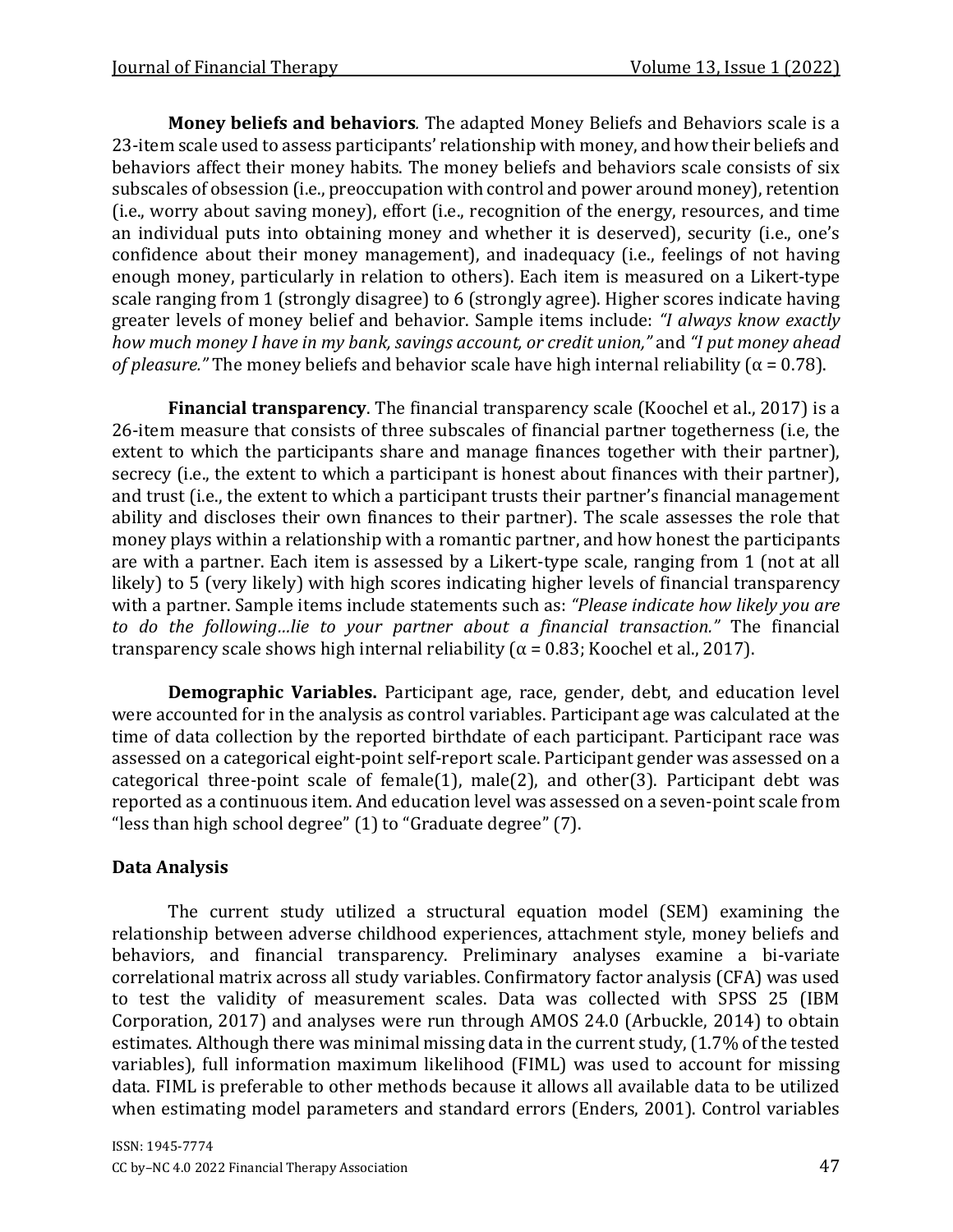**Money beliefs and behaviors**. The adapted Money Beliefs and Behaviors scale is a 23-item scale used to assess participants' relationship with money, and how their beliefs and behaviors affect their money habits. The money beliefs and behaviors scale consists of six subscales of obsession (i.e., preoccupation with control and power around money), retention (i.e., worry about saving money), effort (i.e., recognition of the energy, resources, and time an individual puts into obtaining money and whether it is deserved), security (i.e., one's confidence about their money management), and inadequacy (i.e., feelings of not having enough money, particularly in relation to others). Each item is measured on a Likert-type scale ranging from 1 (strongly disagree) to 6 (strongly agree). Higher scores indicate having greater levels of money belief and behavior. Sample items include: *"I always know exactly how much money I have in my bank, savings account, or credit union,"* and *"I put money ahead of pleasure."* The money beliefs and behavior scale have high internal reliability ($\alpha = 0.78$).

**Financial transparency**. The financial transparency scale (Koochel et al., 2017) is a 26-item measure that consists of three subscales of financial partner togetherness (i.e, the extent to which the participants share and manage finances together with their partner), secrecy (i.e., the extent to which a participant is honest about finances with their partner), and trust (i.e., the extent to which a participant trusts their partner's financial management ability and discloses their own finances to their partner). The scale assesses the role that money plays within a relationship with a romantic partner, and how honest the participants are with a partner. Each item is assessed by a Likert-type scale, ranging from 1 (not at all likely) to 5 (very likely) with high scores indicating higher levels of financial transparency with a partner. Sample items include statements such as: *"Please indicate how likely you are to do the following…lie to your partner about a financial transaction."* The financial transparency scale shows high internal reliability ($\alpha = 0.83$; Koochel et al., 2017).

**Demographic Variables.** Participant age, race, gender, debt, and education level were accounted for in the analysis as control variables. Participant age was calculated at the time of data collection by the reported birthdate of each participant. Participant race was assessed on a categorical eight-point self-report scale. Participant gender was assessed on a categorical three-point scale of female(1), male(2), and other(3). Participant debt was reported as a continuous item. And education level was assessed on a seven-point scale from "less than high school degree" (1) to "Graduate degree" (7).

## Data Analysis

The current study utilized a structural equation model (SEM) examining the relationship between adverse childhood experiences, attachment style, money beliefs and behaviors, and financial transparency. Preliminary analyses examine a bi-variate correlational matrix across all study variables. Confirmatory factor analysis (CFA) was used to test the validity of measurement scales. Data was collected with SPSS 25 (IBM Corporation, 2017) and analyses were run through AMOS 24.0 (Arbuckle, 2014) to obtain estimates. Although there was minimal missing data in the current study, (1.7% of the tested variables), full information maximum likelihood (FIML) was used to account for missing data. FIML is preferable to other methods because it allows all available data to be utilized when estimating model parameters and standard errors (Enders, 2001). Control variables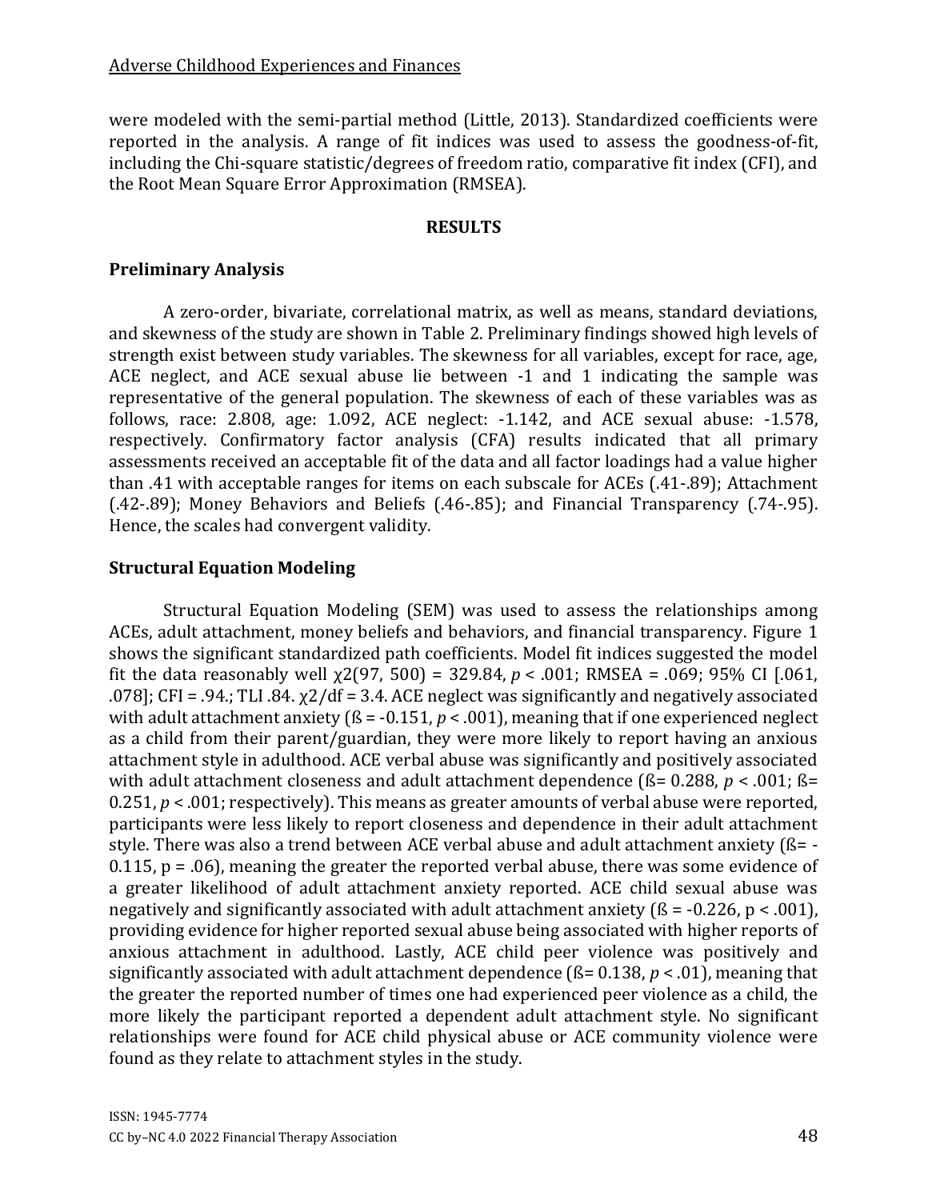were modeled with the semi-partial method (Little, 2013). Standardized coefficients were reported in the analysis. A range of fit indices was used to assess the goodness-of-fit, including the Chi-square statistic/degrees of freedom ratio, comparative fit index (CFI), and the Root Mean Square Error Approximation (RMSEA).

## RESULTS

### Preliminary Analysis

A zero-order, bivariate, correlational matrix, as well as means, standard deviations, and skewness of the study are shown in Table 2. Preliminary findings showed high levels of strength exist between study variables. The skewness for all variables, except for race, age, ACE neglect, and ACE sexual abuse lie between -1 and 1 indicating the sample was representative of the general population. The skewness of each of these variables was as follows, race: 2.808, age: 1.092, ACE neglect: -1.142, and ACE sexual abuse: -1.578, respectively. Confirmatory factor analysis (CFA) results indicated that all primary assessments received an acceptable fit of the data and all factor loadings had a value higher than .41 with acceptable ranges for items on each subscale for ACEs (.41-.89); Attachment (.42-.89); Money Behaviors and Beliefs (.46-.85); and Financial Transparency (.74-.95). Hence, the scales had convergent validity.

### Structural Equation Modeling

Structural Equation Modeling (SEM) was used to assess the relationships among ACEs, adult attachment, money beliefs and behaviors, and financial transparency. Figure 1 shows the significant standardized path coefficients. Model fit indices suggested the model fit the data reasonably well $\chi2(97, 500) = 329.84$, $p < .001$; RMSEA = .069; 95% CI [.061, .078]; CFI = .94.; TLI .84. $\chi2/df = 3.4$. ACE neglect was significantly and negatively associated with adult attachment anxiety (ß = -0.151, $p < .001$), meaning that if one experienced neglect as a child from their parent/guardian, they were more likely to report having an anxious attachment style in adulthood. ACE verbal abuse was significantly and positively associated with adult attachment closeness and adult attachment dependence (ß= 0.288, $p < .001$; ß= 0.251, $p < .001$; respectively). This means as greater amounts of verbal abuse were reported, participants were less likely to report closeness and dependence in their adult attachment style. There was also a trend between ACE verbal abuse and adult attachment anxiety (ß= -0.115, p = .06), meaning the greater the reported verbal abuse, there was some evidence of a greater likelihood of adult attachment anxiety reported. ACE child sexual abuse was negatively and significantly associated with adult attachment anxiety (ß = -0.226, p < .001), providing evidence for higher reported sexual abuse being associated with higher reports of anxious attachment in adulthood. Lastly, ACE child peer violence was positively and significantly associated with adult attachment dependence (ß= 0.138, $p < .01$), meaning that the greater the reported number of times one had experienced peer violence as a child, the more likely the participant reported a dependent adult attachment style. No significant relationships were found for ACE child physical abuse or ACE community violence were found as they relate to attachment styles in the study.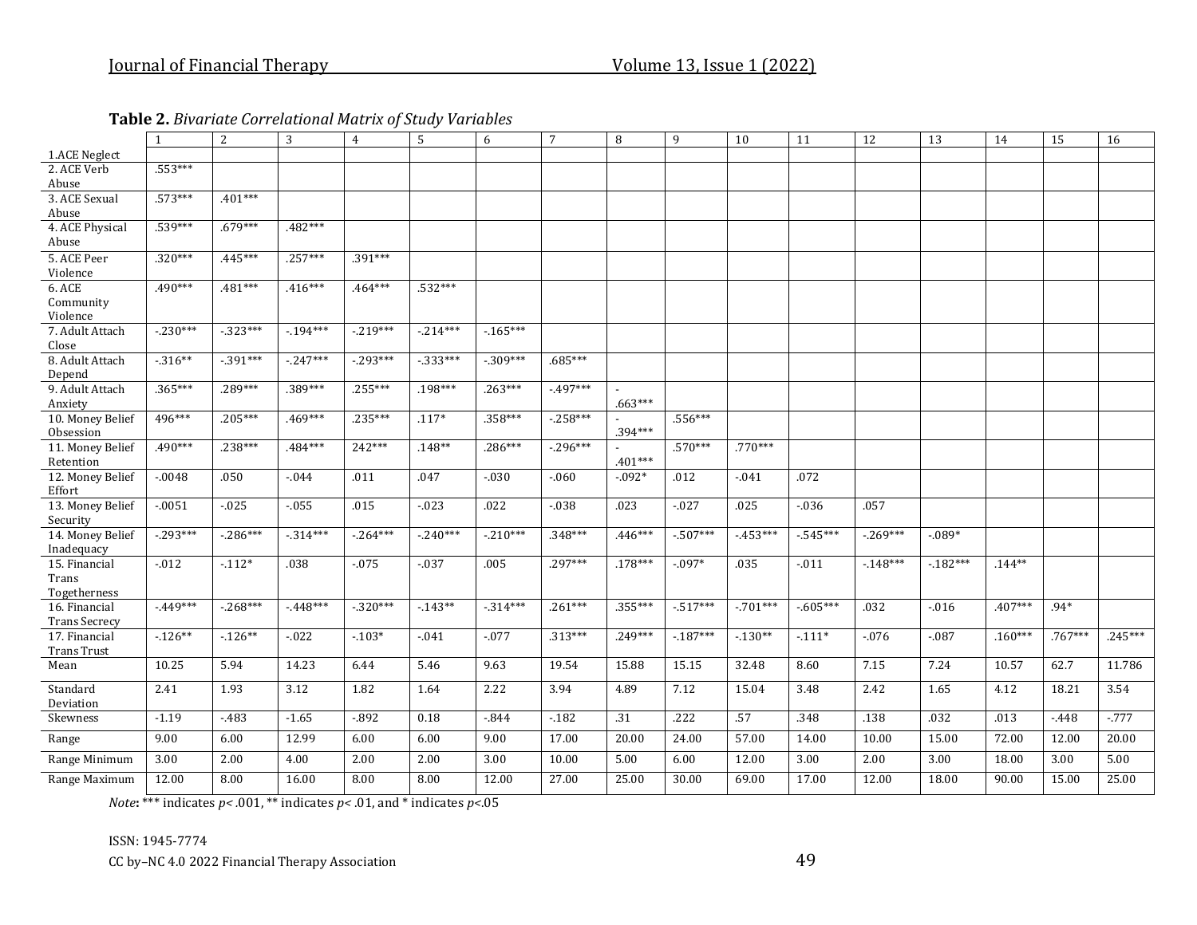**Table 2.** *Bivariate Correlational Matrix of Study Variables*

| | 1 | 2 | 3 | 4 | 5 | 6 | 7 | 8 | 9 | 10 | 11 | 12 | 13 | 14 | 15 | 16 |
|---|---|---|---|---|---|---|---|---|---|---|---|---|---|---|---|---|
| 1.ACE Neglect | | | | | | | | | | | | | | | | |
| 2. ACE Verb Abuse | .553*** | | | | | | | | | | | | | | | |
| 3. ACE Sexual Abuse | .573*** | .401*** | | | | | | | | | | | | | | |
| 4. ACE Physical Abuse | .539*** | .679*** | .482*** | | | | | | | | | | | | | |
| 5. ACE Peer Violence | .320*** | .445*** | .257*** | .391*** | | | | | | | | | | | | |
| 6. ACE Community Violence | .490*** | .481*** | .416*** | .464*** | .532*** | | | | | | | | | | | |
| 7. Adult Attach Close | -.230*** | -.323*** | -.194*** | -.219*** | -.214*** | -.165*** | | | | | | | | | | |
| 8. Adult Attach Depend | -.316** | -.391*** | -.247*** | -.293*** | -.333*** | -.309*** | .685*** | | | | | | | | | |
| 9. Adult Attach Anxiety | .365*** | .289*** | .389*** | .255*** | .198*** | .263*** | -.497*** | -.663*** | | | | | | | | |
| 10. Money Belief Obsession | 496*** | .205*** | .469*** | .235*** | .117* | .358*** | -.258*** | -.394*** | .556*** | | | | | | | |
| 11. Money Belief Retention | .490*** | .238*** | .484*** | 242*** | .148** | .286*** | -.296*** | -.401*** | .570*** | .770*** | | | | | | |
| 12. Money Belief Effort | -.0048 | .050 | -.044 | .011 | .047 | -.030 | -.060 | -.092* | .012 | -.041 | .072 | | | | | |
| 13. Money Belief Security | -.0051 | -.025 | -.055 | .015 | -.023 | .022 | -.038 | .023 | -.027 | .025 | -.036 | .057 | | | | |
| 14. Money Belief Inadequacy | -.293*** | -.286*** | -.314*** | -.264*** | -.240*** | -.210*** | .348*** | .446*** | -.507*** | -.453*** | -.545*** | -.269*** | -.089* | | | |
| 15. Financial Trans Togetherness | -.012 | -.112* | .038 | -.075 | -.037 | .005 | .297*** | .178*** | -.097* | .035 | -.011 | -.148*** | -.182*** | .144** | | |
| 16. Financial Trans Secrecy | -.449*** | -.268*** | -.448*** | -.320*** | -.143** | -.314*** | .261*** | .355*** | -.517*** | -.701*** | -.605*** | .032 | -.016 | .407*** | .94* | |
| 17. Financial Trans Trust | -.126** | -.126** | -.022 | -.103* | -.041 | -.077 | .313*** | .249*** | -.187*** | -.130** | -.111* | -.076 | -.087 | .160*** | .767*** | .245*** |
| Mean | 10.25 | 5.94 | 14.23 | 6.44 | 5.46 | 9.63 | 19.54 | 15.88 | 15.15 | 32.48 | 8.60 | 7.15 | 7.24 | 10.57 | 62.7 | 11.786 |
| Standard Deviation | 2.41 | 1.93 | 3.12 | 1.82 | 1.64 | 2.22 | 3.94 | 4.89 | 7.12 | 15.04 | 3.48 | 2.42 | 1.65 | 4.12 | 18.21 | 3.54 |
| Skewness | -1.19 | -.483 | -1.65 | -.892 | 0.18 | -.844 | -.182 | .31 | .222 | .57 | .348 | .138 | .032 | .013 | -.448 | -.777 |
| Range | 9.00 | 6.00 | 12.99 | 6.00 | 6.00 | 9.00 | 17.00 | 20.00 | 24.00 | 57.00 | 14.00 | 10.00 | 15.00 | 72.00 | 12.00 | 20.00 |
| Range Minimum | 3.00 | 2.00 | 4.00 | 2.00 | 2.00 | 3.00 | 10.00 | 5.00 | 6.00 | 12.00 | 3.00 | 2.00 | 3.00 | 18.00 | 3.00 | 5.00 |
| Range Maximum | 12.00 | 8.00 | 16.00 | 8.00 | 8.00 | 12.00 | 27.00 | 25.00 | 30.00 | 69.00 | 17.00 | 12.00 | 18.00 | 90.00 | 15.00 | 25.00 |

*Note*: *** indicates $p < .001$, ** indicates $p < .01$, and * indicates $p < .05$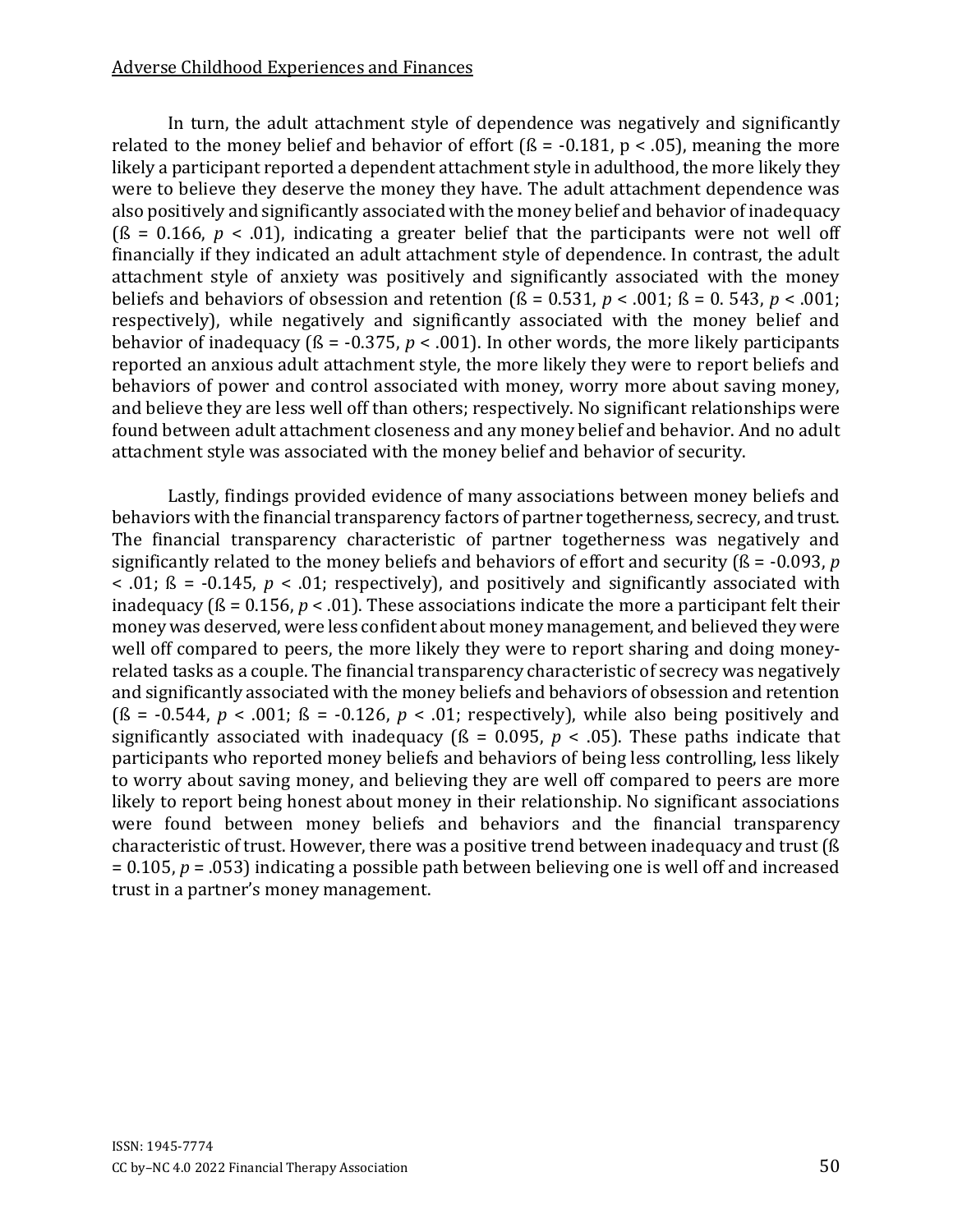In turn, the adult attachment style of dependence was negatively and significantly related to the money belief and behavior of effort (ß = -0.181, p < .05), meaning the more likely a participant reported a dependent attachment style in adulthood, the more likely they were to believe they deserve the money they have. The adult attachment dependence was also positively and significantly associated with the money belief and behavior of inadequacy (ß = 0.166, *p* < .01), indicating a greater belief that the participants were not well off financially if they indicated an adult attachment style of dependence. In contrast, the adult attachment style of anxiety was positively and significantly associated with the money beliefs and behaviors of obsession and retention (ß = 0.531, *p* < .001; ß = 0. 543, *p* < .001; respectively), while negatively and significantly associated with the money belief and behavior of inadequacy (ß = -0.375, *p* < .001). In other words, the more likely participants reported an anxious adult attachment style, the more likely they were to report beliefs and behaviors of power and control associated with money, worry more about saving money, and believe they are less well off than others; respectively. No significant relationships were found between adult attachment closeness and any money belief and behavior. And no adult attachment style was associated with the money belief and behavior of security.

Lastly, findings provided evidence of many associations between money beliefs and behaviors with the financial transparency factors of partner togetherness, secrecy, and trust. The financial transparency characteristic of partner togetherness was negatively and significantly related to the money beliefs and behaviors of effort and security (ß = -0.093, *p* < .01; ß = -0.145, *p* < .01; respectively), and positively and significantly associated with inadequacy (ß = 0.156, *p* < .01). These associations indicate the more a participant felt their money was deserved, were less confident about money management, and believed they were well off compared to peers, the more likely they were to report sharing and doing money-related tasks as a couple. The financial transparency characteristic of secrecy was negatively and significantly associated with the money beliefs and behaviors of obsession and retention (ß = -0.544, *p* < .001; ß = -0.126, *p* < .01; respectively), while also being positively and significantly associated with inadequacy (ß = 0.095, *p* < .05). These paths indicate that participants who reported money beliefs and behaviors of being less controlling, less likely to worry about saving money, and believing they are well off compared to peers are more likely to report being honest about money in their relationship. No significant associations were found between money beliefs and behaviors and the financial transparency characteristic of trust. However, there was a positive trend between inadequacy and trust (ß = 0.105, *p* = .053) indicating a possible path between believing one is well off and increased trust in a partner's money management.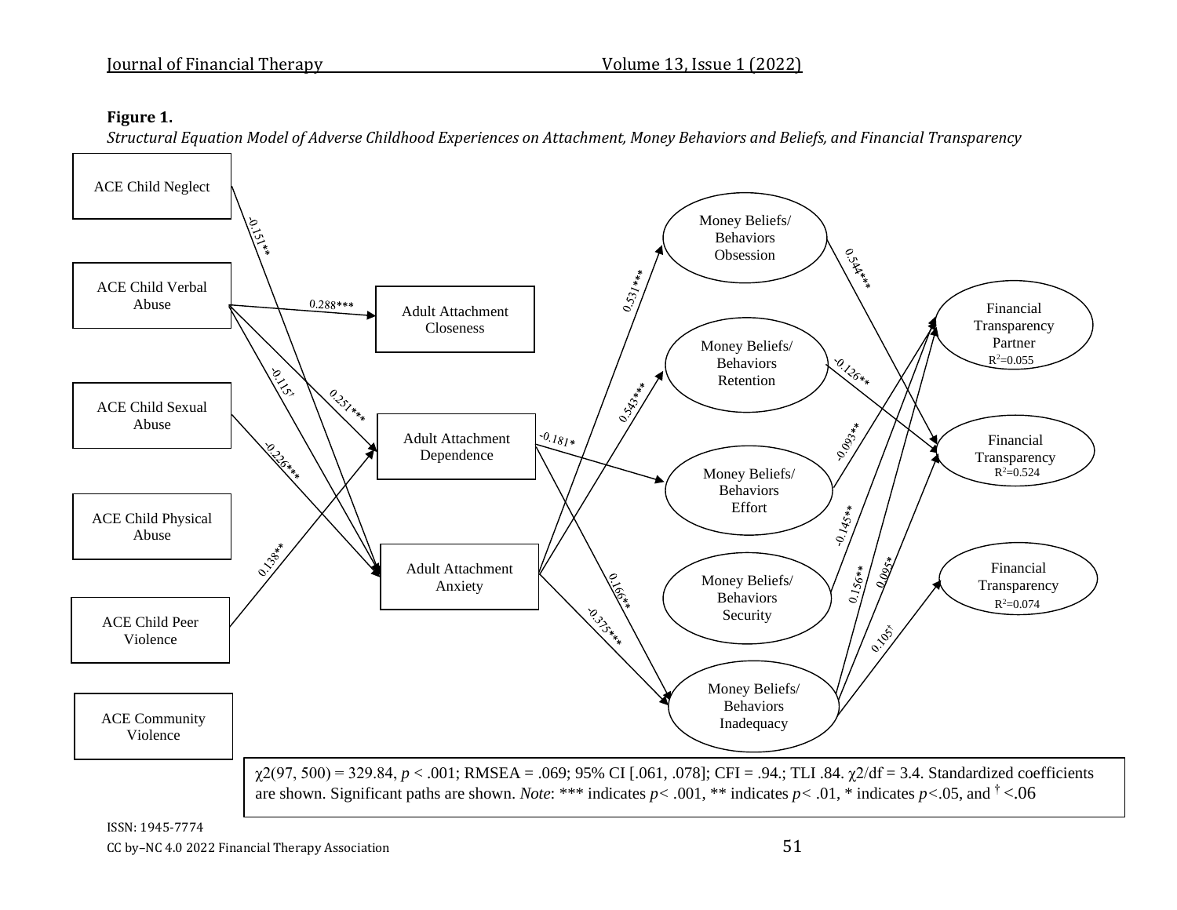**Figure 1.**

*Structural Equation Model of Adverse Childhood Experiences on Attachment, Money Behaviors and Beliefs, and Financial Transparency*

ACE Child Neglect

ACE Child Verbal Abuse

ACE Child Sexual Abuse

ACE Child Physical Abuse

ACE Child Peer Violence

ACE Community Violence

Adult Attachment Closeness

Adult Attachment Dependence

Adult Attachment Anxiety

Money Beliefs/ Behaviors Obsession

Money Beliefs/ Behaviors Retention

Money Beliefs/ Behaviors Effort

Money Beliefs/ Behaviors Security

Money Beliefs/ Behaviors Inadequacy

Financial Transparency Partner $R^2$=0.055

Financial Transparency $R^2$=0.524

Financial Transparency $R^2$=0.074

-0.151**, 0.288***, -0.115†, 0.251***, -0.226***, 0.138**, -0.181*, 0.531***, 0.543***, 0.166**, -0.375***, 0.544***, -0.126**, -0.093**, -0.145**, 0.156**, 0.095*, 0.105†

$\chi^2$(97, 500) = 329.84, $p < .001$; RMSEA = .069; 95% CI [.061, .078]; CFI = .94.; TLI .84. $\chi^2$/df = 3.4. Standardized coefficients are shown. Significant paths are shown. *Note*: *** indicates $p < .001$, ** indicates $p < .01$, * indicates $p < .05$, and † <.06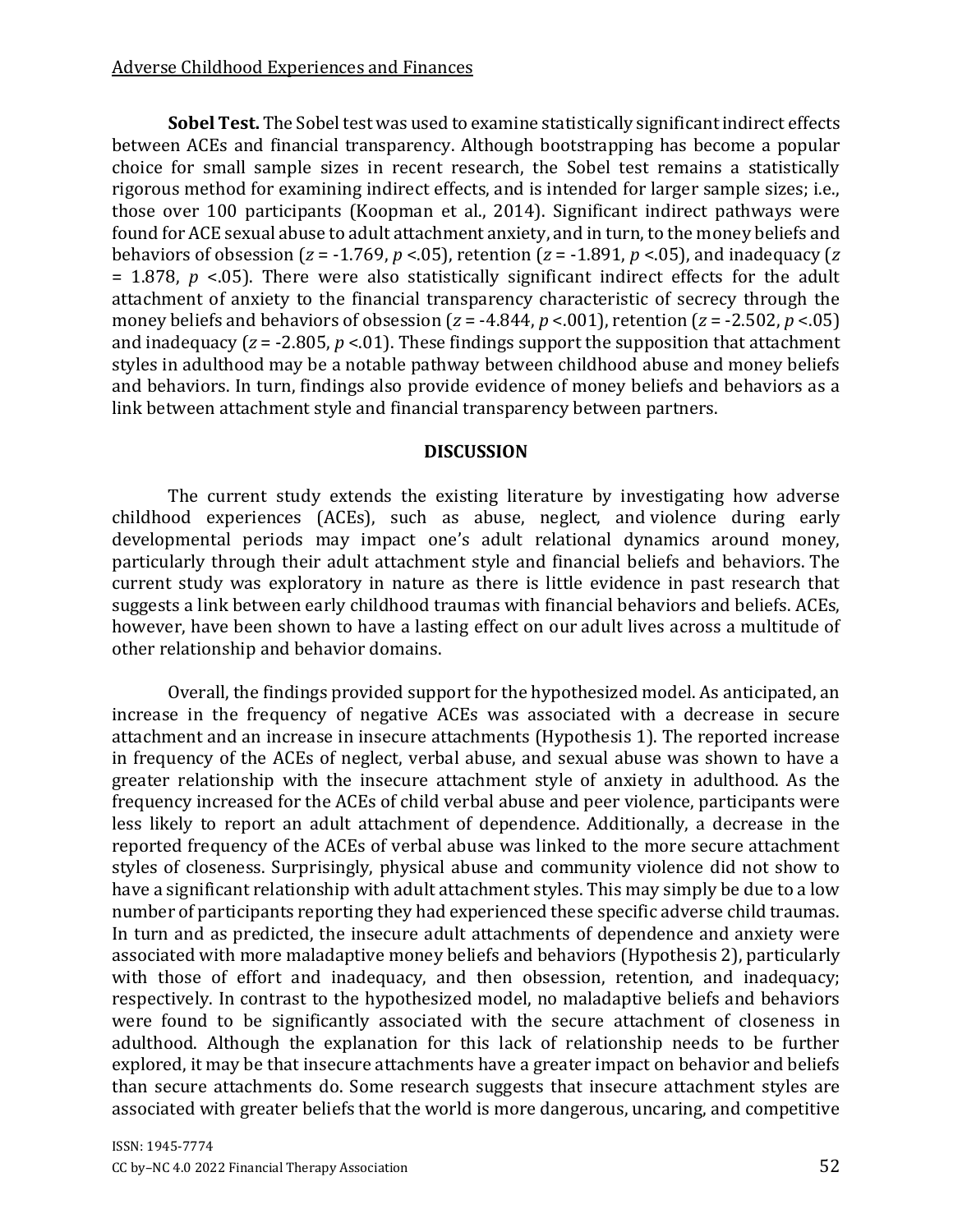**Sobel Test.** The Sobel test was used to examine statistically significant indirect effects between ACEs and financial transparency. Although bootstrapping has become a popular choice for small sample sizes in recent research, the Sobel test remains a statistically rigorous method for examining indirect effects, and is intended for larger sample sizes; i.e., those over 100 participants (Koopman et al., 2014). Significant indirect pathways were found for ACE sexual abuse to adult attachment anxiety, and in turn, to the money beliefs and behaviors of obsession ($z = -1.769$, $p < .05$), retention ($z = -1.891$, $p < .05$), and inadequacy ($z = 1.878$, $p < .05$). There were also statistically significant indirect effects for the adult attachment of anxiety to the financial transparency characteristic of secrecy through the money beliefs and behaviors of obsession ($z = -4.844$, $p < .001$), retention ($z = -2.502$, $p < .05$) and inadequacy ($z = -2.805$, $p < .01$). These findings support the supposition that attachment styles in adulthood may be a notable pathway between childhood abuse and money beliefs and behaviors. In turn, findings also provide evidence of money beliefs and behaviors as a link between attachment style and financial transparency between partners.

## DISCUSSION

The current study extends the existing literature by investigating how adverse childhood experiences (ACEs), such as abuse, neglect, and violence during early developmental periods may impact one's adult relational dynamics around money, particularly through their adult attachment style and financial beliefs and behaviors. The current study was exploratory in nature as there is little evidence in past research that suggests a link between early childhood traumas with financial behaviors and beliefs. ACEs, however, have been shown to have a lasting effect on our adult lives across a multitude of other relationship and behavior domains.

Overall, the findings provided support for the hypothesized model. As anticipated, an increase in the frequency of negative ACEs was associated with a decrease in secure attachment and an increase in insecure attachments (Hypothesis 1). The reported increase in frequency of the ACEs of neglect, verbal abuse, and sexual abuse was shown to have a greater relationship with the insecure attachment style of anxiety in adulthood. As the frequency increased for the ACEs of child verbal abuse and peer violence, participants were less likely to report an adult attachment of dependence. Additionally, a decrease in the reported frequency of the ACEs of verbal abuse was linked to the more secure attachment styles of closeness. Surprisingly, physical abuse and community violence did not show to have a significant relationship with adult attachment styles. This may simply be due to a low number of participants reporting they had experienced these specific adverse child traumas. In turn and as predicted, the insecure adult attachments of dependence and anxiety were associated with more maladaptive money beliefs and behaviors (Hypothesis 2), particularly with those of effort and inadequacy, and then obsession, retention, and inadequacy; respectively. In contrast to the hypothesized model, no maladaptive beliefs and behaviors were found to be significantly associated with the secure attachment of closeness in adulthood. Although the explanation for this lack of relationship needs to be further explored, it may be that insecure attachments have a greater impact on behavior and beliefs than secure attachments do. Some research suggests that insecure attachment styles are associated with greater beliefs that the world is more dangerous, uncaring, and competitive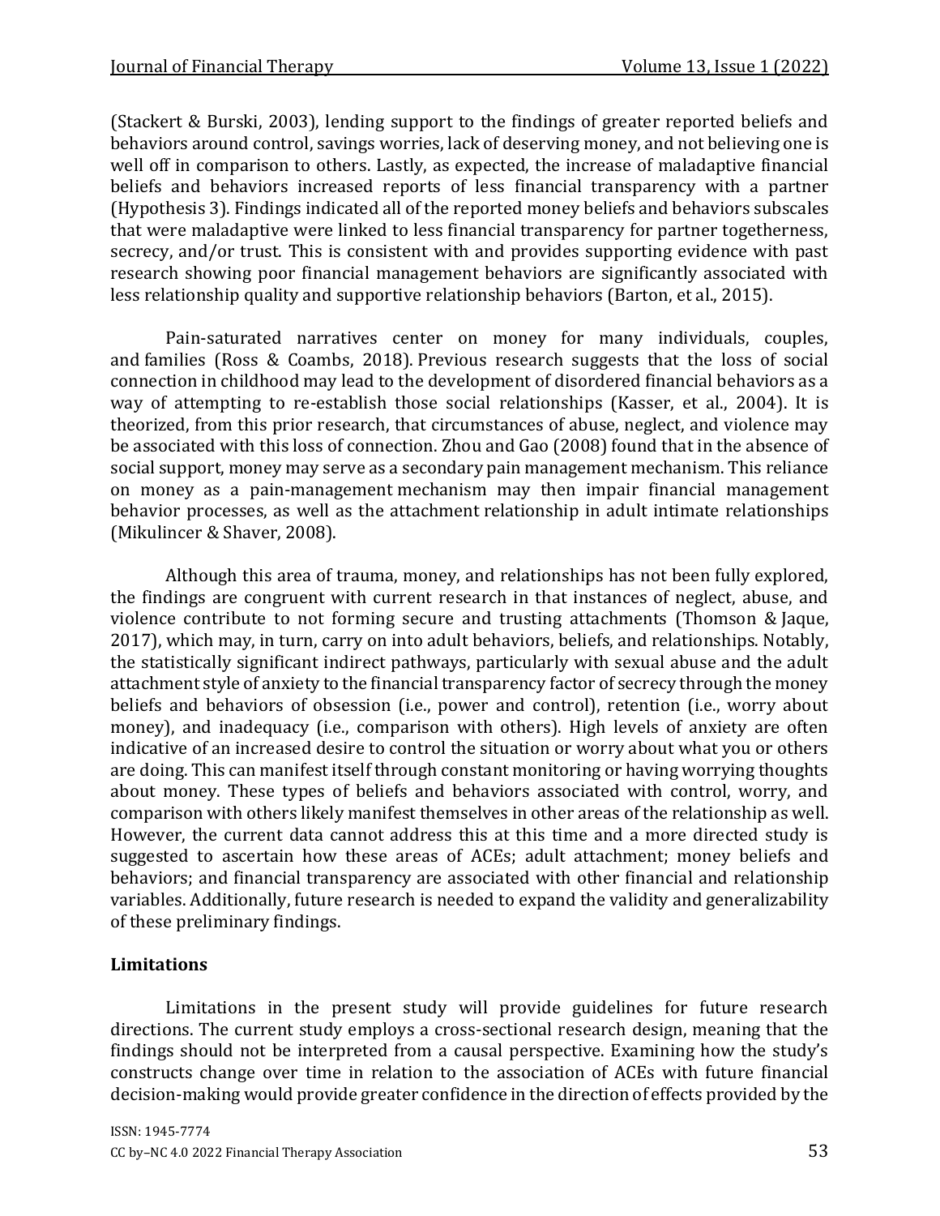(Stackert & Burski, 2003), lending support to the findings of greater reported beliefs and behaviors around control, savings worries, lack of deserving money, and not believing one is well off in comparison to others. Lastly, as expected, the increase of maladaptive financial beliefs and behaviors increased reports of less financial transparency with a partner (Hypothesis 3). Findings indicated all of the reported money beliefs and behaviors subscales that were maladaptive were linked to less financial transparency for partner togetherness, secrecy, and/or trust. This is consistent with and provides supporting evidence with past research showing poor financial management behaviors are significantly associated with less relationship quality and supportive relationship behaviors (Barton, et al., 2015).

Pain-saturated narratives center on money for many individuals, couples, and families (Ross & Coambs, 2018). Previous research suggests that the loss of social connection in childhood may lead to the development of disordered financial behaviors as a way of attempting to re-establish those social relationships (Kasser, et al., 2004). It is theorized, from this prior research, that circumstances of abuse, neglect, and violence may be associated with this loss of connection. Zhou and Gao (2008) found that in the absence of social support, money may serve as a secondary pain management mechanism. This reliance on money as a pain-management mechanism may then impair financial management behavior processes, as well as the attachment relationship in adult intimate relationships (Mikulincer & Shaver, 2008).

Although this area of trauma, money, and relationships has not been fully explored, the findings are congruent with current research in that instances of neglect, abuse, and violence contribute to not forming secure and trusting attachments (Thomson & Jaque, 2017), which may, in turn, carry on into adult behaviors, beliefs, and relationships. Notably, the statistically significant indirect pathways, particularly with sexual abuse and the adult attachment style of anxiety to the financial transparency factor of secrecy through the money beliefs and behaviors of obsession (i.e., power and control), retention (i.e., worry about money), and inadequacy (i.e., comparison with others). High levels of anxiety are often indicative of an increased desire to control the situation or worry about what you or others are doing. This can manifest itself through constant monitoring or having worrying thoughts about money. These types of beliefs and behaviors associated with control, worry, and comparison with others likely manifest themselves in other areas of the relationship as well. However, the current data cannot address this at this time and a more directed study is suggested to ascertain how these areas of ACEs; adult attachment; money beliefs and behaviors; and financial transparency are associated with other financial and relationship variables. Additionally, future research is needed to expand the validity and generalizability of these preliminary findings.

## Limitations

Limitations in the present study will provide guidelines for future research directions. The current study employs a cross-sectional research design, meaning that the findings should not be interpreted from a causal perspective. Examining how the study's constructs change over time in relation to the association of ACEs with future financial decision-making would provide greater confidence in the direction of effects provided by the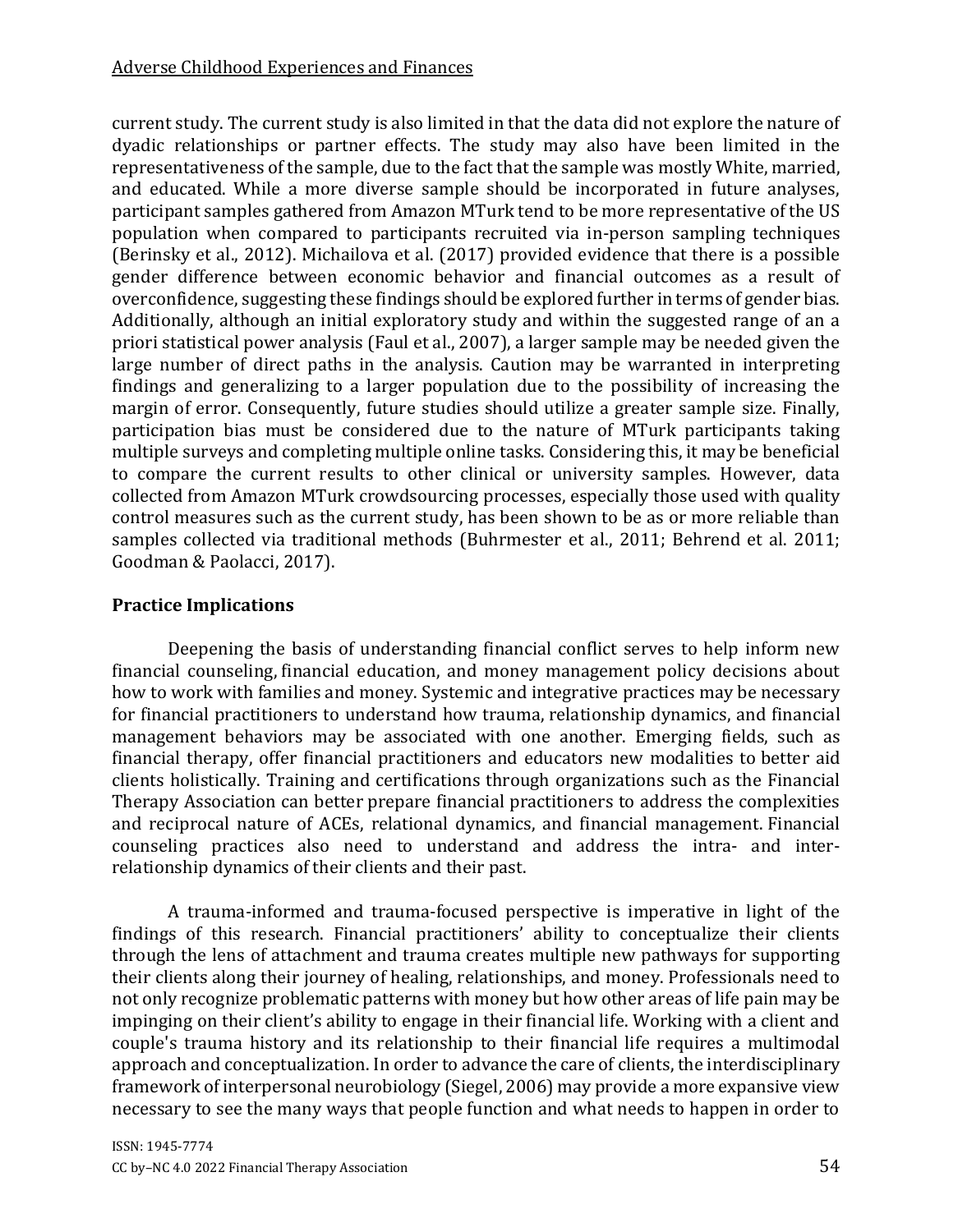current study. The current study is also limited in that the data did not explore the nature of dyadic relationships or partner effects. The study may also have been limited in the representativeness of the sample, due to the fact that the sample was mostly White, married, and educated. While a more diverse sample should be incorporated in future analyses, participant samples gathered from Amazon MTurk tend to be more representative of the US population when compared to participants recruited via in-person sampling techniques (Berinsky et al., 2012). Michailova et al. (2017) provided evidence that there is a possible gender difference between economic behavior and financial outcomes as a result of overconfidence, suggesting these findings should be explored further in terms of gender bias. Additionally, although an initial exploratory study and within the suggested range of an a priori statistical power analysis (Faul et al., 2007), a larger sample may be needed given the large number of direct paths in the analysis. Caution may be warranted in interpreting findings and generalizing to a larger population due to the possibility of increasing the margin of error. Consequently, future studies should utilize a greater sample size. Finally, participation bias must be considered due to the nature of MTurk participants taking multiple surveys and completing multiple online tasks. Considering this, it may be beneficial to compare the current results to other clinical or university samples. However, data collected from Amazon MTurk crowdsourcing processes, especially those used with quality control measures such as the current study, has been shown to be as or more reliable than samples collected via traditional methods (Buhrmester et al., 2011; Behrend et al. 2011; Goodman & Paolacci, 2017).

## Practice Implications

Deepening the basis of understanding financial conflict serves to help inform new financial counseling, financial education, and money management policy decisions about how to work with families and money. Systemic and integrative practices may be necessary for financial practitioners to understand how trauma, relationship dynamics, and financial management behaviors may be associated with one another. Emerging fields, such as financial therapy, offer financial practitioners and educators new modalities to better aid clients holistically. Training and certifications through organizations such as the Financial Therapy Association can better prepare financial practitioners to address the complexities and reciprocal nature of ACEs, relational dynamics, and financial management. Financial counseling practices also need to understand and address the intra- and inter-relationship dynamics of their clients and their past.

A trauma-informed and trauma-focused perspective is imperative in light of the findings of this research. Financial practitioners' ability to conceptualize their clients through the lens of attachment and trauma creates multiple new pathways for supporting their clients along their journey of healing, relationships, and money. Professionals need to not only recognize problematic patterns with money but how other areas of life pain may be impinging on their client's ability to engage in their financial life. Working with a client and couple's trauma history and its relationship to their financial life requires a multimodal approach and conceptualization. In order to advance the care of clients, the interdisciplinary framework of interpersonal neurobiology (Siegel, 2006) may provide a more expansive view necessary to see the many ways that people function and what needs to happen in order to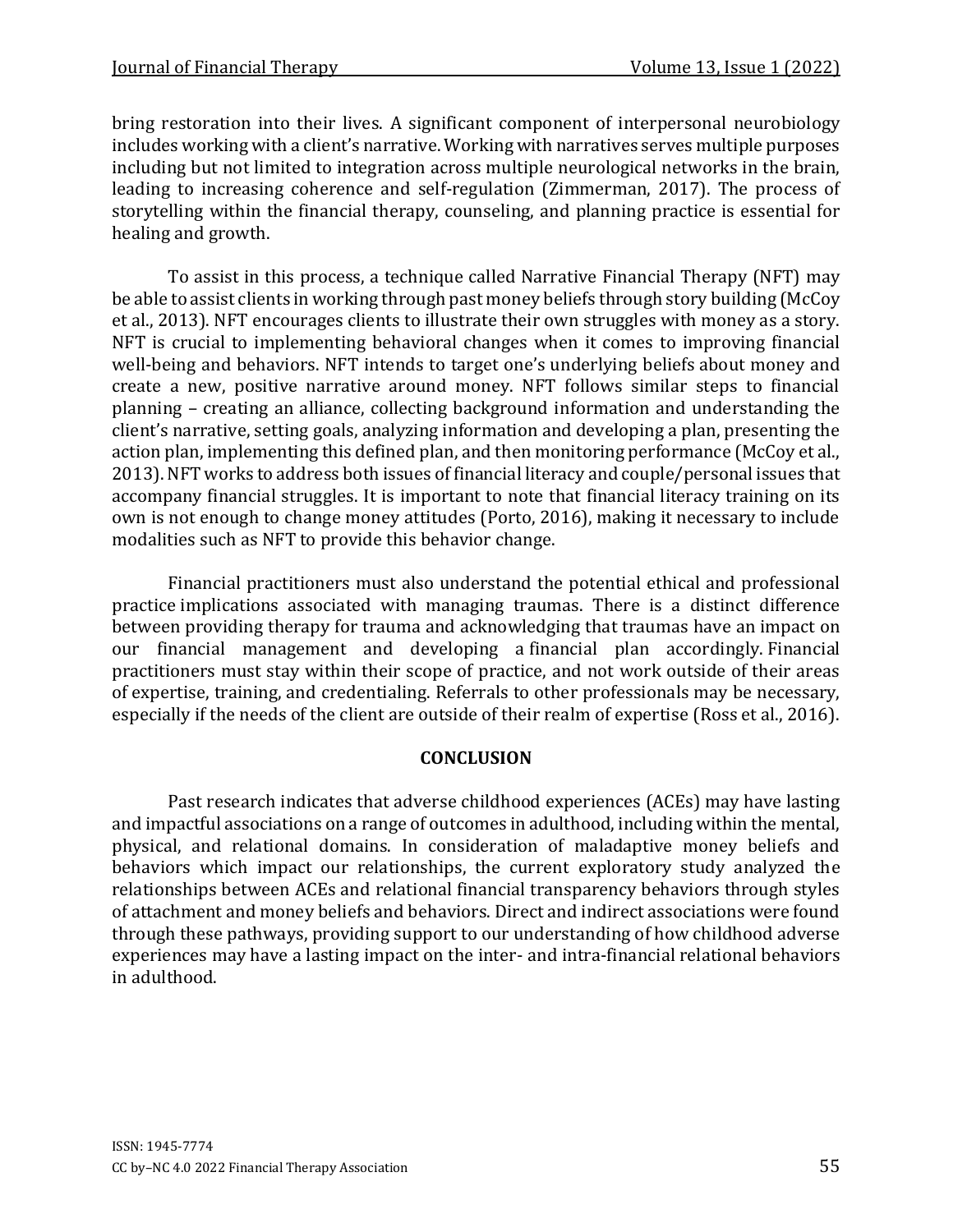bring restoration into their lives. A significant component of interpersonal neurobiology includes working with a client's narrative. Working with narratives serves multiple purposes including but not limited to integration across multiple neurological networks in the brain, leading to increasing coherence and self-regulation (Zimmerman, 2017). The process of storytelling within the financial therapy, counseling, and planning practice is essential for healing and growth.

To assist in this process, a technique called Narrative Financial Therapy (NFT) may be able to assist clients in working through past money beliefs through story building (McCoy et al., 2013). NFT encourages clients to illustrate their own struggles with money as a story. NFT is crucial to implementing behavioral changes when it comes to improving financial well-being and behaviors. NFT intends to target one's underlying beliefs about money and create a new, positive narrative around money. NFT follows similar steps to financial planning – creating an alliance, collecting background information and understanding the client's narrative, setting goals, analyzing information and developing a plan, presenting the action plan, implementing this defined plan, and then monitoring performance (McCoy et al., 2013). NFT works to address both issues of financial literacy and couple/personal issues that accompany financial struggles. It is important to note that financial literacy training on its own is not enough to change money attitudes (Porto, 2016), making it necessary to include modalities such as NFT to provide this behavior change.

Financial practitioners must also understand the potential ethical and professional practice implications associated with managing traumas. There is a distinct difference between providing therapy for trauma and acknowledging that traumas have an impact on our financial management and developing a financial plan accordingly. Financial practitioners must stay within their scope of practice, and not work outside of their areas of expertise, training, and credentialing. Referrals to other professionals may be necessary, especially if the needs of the client are outside of their realm of expertise (Ross et al., 2016).

## CONCLUSION

Past research indicates that adverse childhood experiences (ACEs) may have lasting and impactful associations on a range of outcomes in adulthood, including within the mental, physical, and relational domains. In consideration of maladaptive money beliefs and behaviors which impact our relationships, the current exploratory study analyzed the relationships between ACEs and relational financial transparency behaviors through styles of attachment and money beliefs and behaviors. Direct and indirect associations were found through these pathways, providing support to our understanding of how childhood adverse experiences may have a lasting impact on the inter- and intra-financial relational behaviors in adulthood.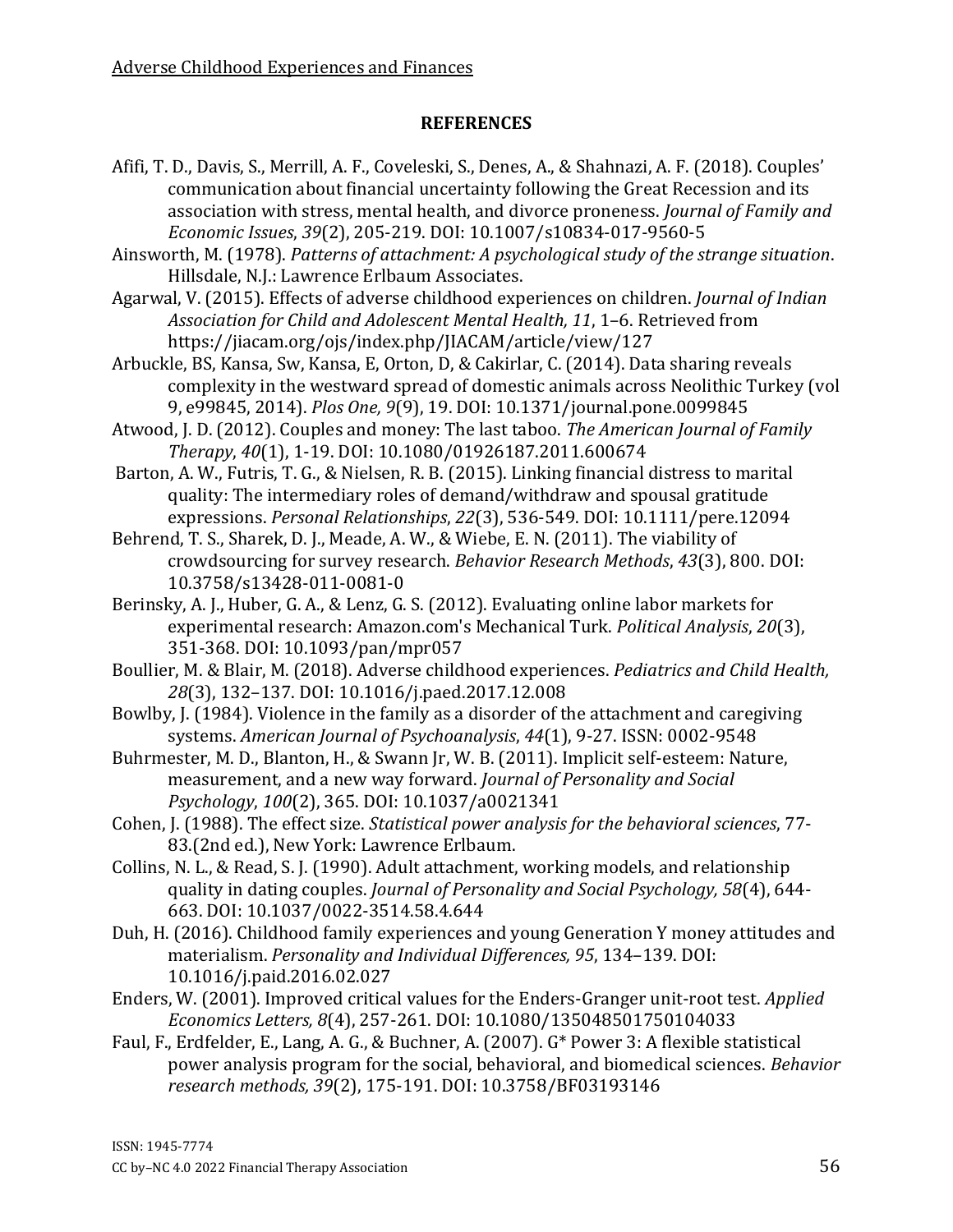## REFERENCES

Afifi, T. D., Davis, S., Merrill, A. F., Coveleski, S., Denes, A., & Shahnazi, A. F. (2018). Couples' communication about financial uncertainty following the Great Recession and its association with stress, mental health, and divorce proneness. *Journal of Family and Economic Issues*, *39*(2), 205-219. DOI: 10.1007/s10834-017-9560-5

Ainsworth, M. (1978). *Patterns of attachment: A psychological study of the strange situation*. Hillsdale, N.J.: Lawrence Erlbaum Associates.

Agarwal, V. (2015). Effects of adverse childhood experiences on children. *Journal of Indian Association for Child and Adolescent Mental Health, 11*, 1–6. Retrieved from https://jiacam.org/ojs/index.php/JIACAM/article/view/127

Arbuckle, BS, Kansa, Sw, Kansa, E, Orton, D, & Cakirlar, C. (2014). Data sharing reveals complexity in the westward spread of domestic animals across Neolithic Turkey (vol 9, e99845, 2014). *Plos One, 9*(9), 19. DOI: 10.1371/journal.pone.0099845

Atwood, J. D. (2012). Couples and money: The last taboo. *The American Journal of Family Therapy*, *40*(1), 1-19. DOI: 10.1080/01926187.2011.600674

Barton, A. W., Futris, T. G., & Nielsen, R. B. (2015). Linking financial distress to marital quality: The intermediary roles of demand/withdraw and spousal gratitude expressions. *Personal Relationships*, *22*(3), 536-549. DOI: 10.1111/pere.12094

Behrend, T. S., Sharek, D. J., Meade, A. W., & Wiebe, E. N. (2011). The viability of crowdsourcing for survey research. *Behavior Research Methods*, *43*(3), 800. DOI: 10.3758/s13428-011-0081-0

Berinsky, A. J., Huber, G. A., & Lenz, G. S. (2012). Evaluating online labor markets for experimental research: Amazon.com's Mechanical Turk. *Political Analysis*, *20*(3), 351-368. DOI: 10.1093/pan/mpr057

Boullier, M. & Blair, M. (2018). Adverse childhood experiences. *Pediatrics and Child Health, 28*(3), 132–137. DOI: 10.1016/j.paed.2017.12.008

Bowlby, J. (1984). Violence in the family as a disorder of the attachment and caregiving systems. *American Journal of Psychoanalysis*, *44*(1), 9-27. ISSN: 0002-9548

Buhrmester, M. D., Blanton, H., & Swann Jr, W. B. (2011). Implicit self-esteem: Nature, measurement, and a new way forward. *Journal of Personality and Social Psychology*, *100*(2), 365. DOI: 10.1037/a0021341

Cohen, J. (1988). The effect size. *Statistical power analysis for the behavioral sciences*, 77-83.(2nd ed.), New York: Lawrence Erlbaum.

Collins, N. L., & Read, S. J. (1990). Adult attachment, working models, and relationship quality in dating couples. *Journal of Personality and Social Psychology, 58*(4), 644-663. DOI: 10.1037/0022-3514.58.4.644

Duh, H. (2016). Childhood family experiences and young Generation Y money attitudes and materialism. *Personality and Individual Differences, 95*, 134–139. DOI: 10.1016/j.paid.2016.02.027

Enders, W. (2001). Improved critical values for the Enders-Granger unit-root test. *Applied Economics Letters, 8*(4), 257-261. DOI: 10.1080/135048501750104033

Faul, F., Erdfelder, E., Lang, A. G., & Buchner, A. (2007). G* Power 3: A flexible statistical power analysis program for the social, behavioral, and biomedical sciences. *Behavior research methods, 39*(2), 175-191. DOI: 10.3758/BF03193146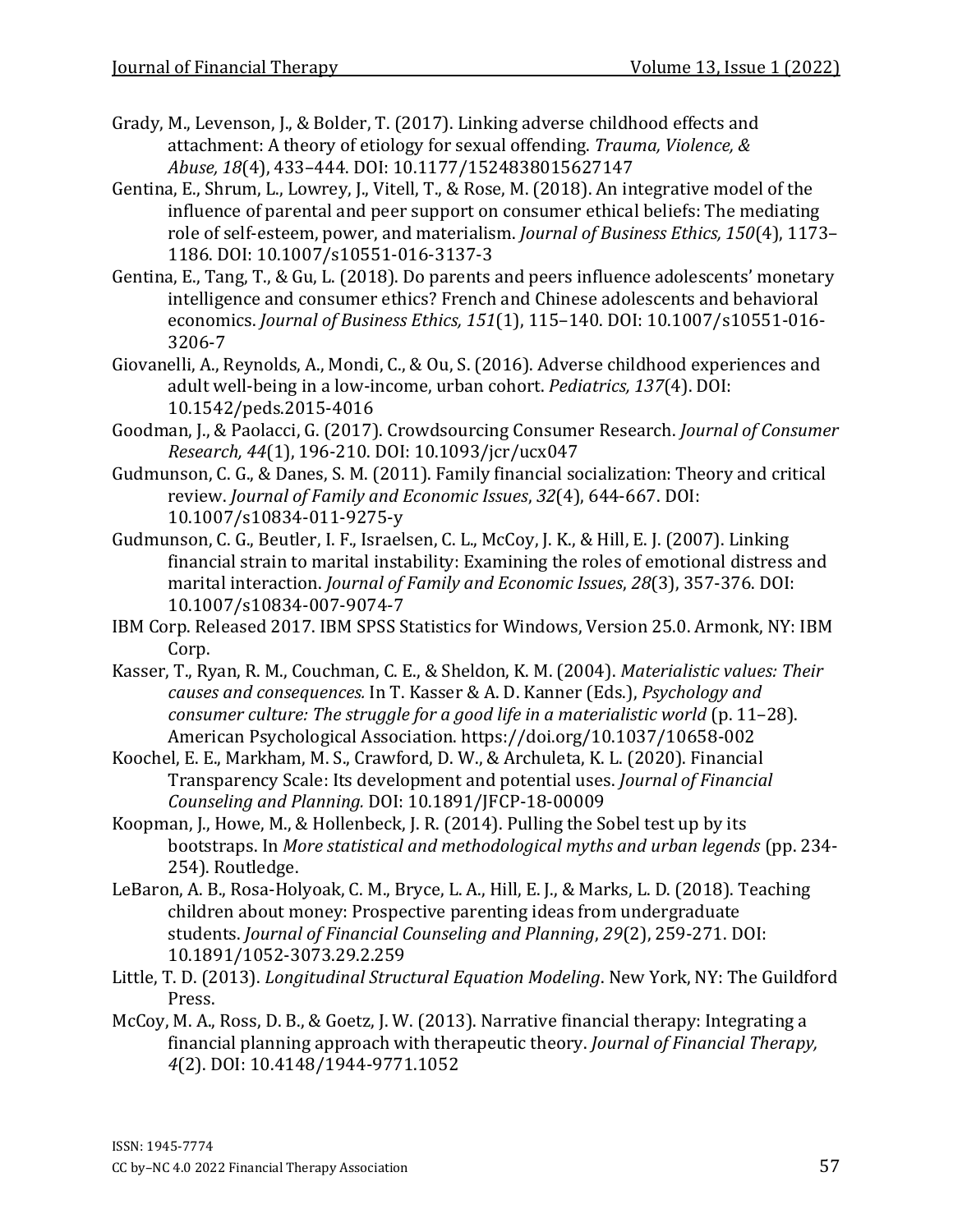Grady, M., Levenson, J., & Bolder, T. (2017). Linking adverse childhood effects and attachment: A theory of etiology for sexual offending. *Trauma, Violence, & Abuse, 18*(4), 433–444. DOI: 10.1177/1524838015627147

Gentina, E., Shrum, L., Lowrey, J., Vitell, T., & Rose, M. (2018). An integrative model of the influence of parental and peer support on consumer ethical beliefs: The mediating role of self-esteem, power, and materialism. *Journal of Business Ethics, 150*(4), 1173–1186. DOI: 10.1007/s10551-016-3137-3

Gentina, E., Tang, T., & Gu, L. (2018). Do parents and peers influence adolescents' monetary intelligence and consumer ethics? French and Chinese adolescents and behavioral economics. *Journal of Business Ethics, 151*(1), 115–140. DOI: 10.1007/s10551-016-3206-7

Giovanelli, A., Reynolds, A., Mondi, C., & Ou, S. (2016). Adverse childhood experiences and adult well-being in a low-income, urban cohort. *Pediatrics, 137*(4). DOI: 10.1542/peds.2015-4016

Goodman, J., & Paolacci, G. (2017). Crowdsourcing Consumer Research. *Journal of Consumer Research, 44*(1), 196-210. DOI: 10.1093/jcr/ucx047

Gudmunson, C. G., & Danes, S. M. (2011). Family financial socialization: Theory and critical review. *Journal of Family and Economic Issues*, *32*(4), 644-667. DOI: 10.1007/s10834-011-9275-y

Gudmunson, C. G., Beutler, I. F., Israelsen, C. L., McCoy, J. K., & Hill, E. J. (2007). Linking financial strain to marital instability: Examining the roles of emotional distress and marital interaction. *Journal of Family and Economic Issues*, *28*(3), 357-376. DOI: 10.1007/s10834-007-9074-7

IBM Corp. Released 2017. IBM SPSS Statistics for Windows, Version 25.0. Armonk, NY: IBM Corp.

Kasser, T., Ryan, R. M., Couchman, C. E., & Sheldon, K. M. (2004). *Materialistic values: Their causes and consequences.* In T. Kasser & A. D. Kanner (Eds.), *Psychology and consumer culture: The struggle for a good life in a materialistic world* (p. 11–28). American Psychological Association. https://doi.org/10.1037/10658-002

Koochel, E. E., Markham, M. S., Crawford, D. W., & Archuleta, K. L. (2020). Financial Transparency Scale: Its development and potential uses. *Journal of Financial Counseling and Planning.* DOI: 10.1891/JFCP-18-00009

Koopman, J., Howe, M., & Hollenbeck, J. R. (2014). Pulling the Sobel test up by its bootstraps. In *More statistical and methodological myths and urban legends* (pp. 234-254). Routledge.

LeBaron, A. B., Rosa-Holyoak, C. M., Bryce, L. A., Hill, E. J., & Marks, L. D. (2018). Teaching children about money: Prospective parenting ideas from undergraduate students. *Journal of Financial Counseling and Planning*, *29*(2), 259-271. DOI: 10.1891/1052-3073.29.2.259

Little, T. D. (2013). *Longitudinal Structural Equation Modeling*. New York, NY: The Guildford Press.

McCoy, M. A., Ross, D. B., & Goetz, J. W. (2013). Narrative financial therapy: Integrating a financial planning approach with therapeutic theory. *Journal of Financial Therapy, 4*(2). DOI: 10.4148/1944-9771.1052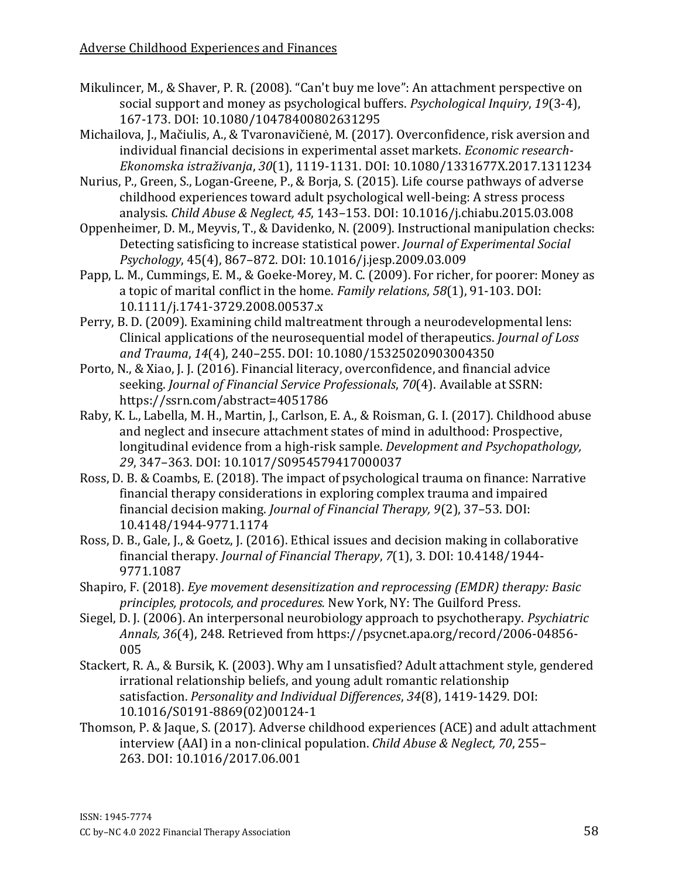Mikulincer, M., & Shaver, P. R. (2008). "Can't buy me love": An attachment perspective on social support and money as psychological buffers. *Psychological Inquiry*, *19*(3-4), 167-173. DOI: 10.1080/10478400802631295

Michailova, J., Mačiulis, A., & Tvaronavičienė, M. (2017). Overconfidence, risk aversion and individual financial decisions in experimental asset markets. *Economic research-Ekonomska istraživanja*, *30*(1), 1119-1131. DOI: 10.1080/1331677X.2017.1311234

Nurius, P., Green, S., Logan-Greene, P., & Borja, S. (2015). Life course pathways of adverse childhood experiences toward adult psychological well-being: A stress process analysis. *Child Abuse & Neglect, 45*, 143–153. DOI: 10.1016/j.chiabu.2015.03.008

Oppenheimer, D. M., Meyvis, T., & Davidenko, N. (2009). Instructional manipulation checks: Detecting satisficing to increase statistical power. *Journal of Experimental Social Psychology*, 45(4), 867–872. DOI: 10.1016/j.jesp.2009.03.009

Papp, L. M., Cummings, E. M., & Goeke-Morey, M. C. (2009). For richer, for poorer: Money as a topic of marital conflict in the home. *Family relations*, *58*(1), 91-103. DOI: 10.1111/j.1741-3729.2008.00537.x

Perry, B. D. (2009). Examining child maltreatment through a neurodevelopmental lens: Clinical applications of the neurosequential model of therapeutics. *Journal of Loss and Trauma*, *14*(4), 240–255. DOI: 10.1080/15325020903004350

Porto, N., & Xiao, J. J. (2016). Financial literacy, overconfidence, and financial advice seeking. *Journal of Financial Service Professionals*, *70*(4). Available at SSRN: https://ssrn.com/abstract=4051786

Raby, K. L., Labella, M. H., Martin, J., Carlson, E. A., & Roisman, G. I. (2017). Childhood abuse and neglect and insecure attachment states of mind in adulthood: Prospective, longitudinal evidence from a high-risk sample. *Development and Psychopathology, 29*, 347–363. DOI: 10.1017/S0954579417000037

Ross, D. B. & Coambs, E. (2018). The impact of psychological trauma on finance: Narrative financial therapy considerations in exploring complex trauma and impaired financial decision making. *Journal of Financial Therapy, 9*(2), 37–53. DOI: 10.4148/1944-9771.1174

Ross, D. B., Gale, J., & Goetz, J. (2016). Ethical issues and decision making in collaborative financial therapy. *Journal of Financial Therapy*, *7*(1), 3. DOI: 10.4148/1944-9771.1087

Shapiro, F. (2018). *Eye movement desensitization and reprocessing (EMDR) therapy: Basic principles, protocols, and procedures.* New York, NY: The Guilford Press.

Siegel, D. J. (2006). An interpersonal neurobiology approach to psychotherapy. *Psychiatric Annals, 36*(4), 248. Retrieved from https://psycnet.apa.org/record/2006-04856-005

Stackert, R. A., & Bursik, K. (2003). Why am I unsatisfied? Adult attachment style, gendered irrational relationship beliefs, and young adult romantic relationship satisfaction. *Personality and Individual Differences*, *34*(8), 1419-1429. DOI: 10.1016/S0191-8869(02)00124-1

Thomson, P. & Jaque, S. (2017). Adverse childhood experiences (ACE) and adult attachment interview (AAI) in a non-clinical population. *Child Abuse & Neglect, 70*, 255–263. DOI: 10.1016/2017.06.001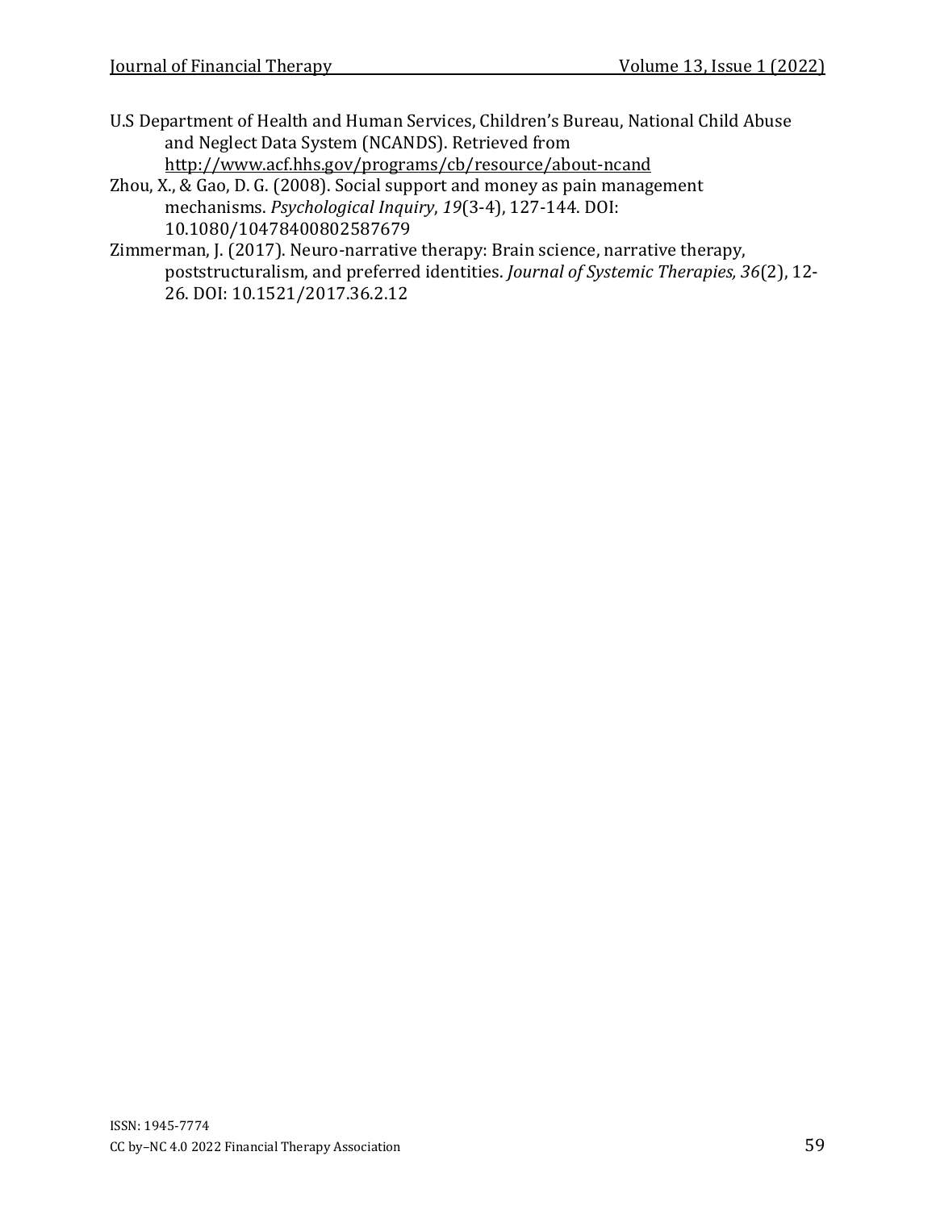U.S Department of Health and Human Services, Children's Bureau, National Child Abuse and Neglect Data System (NCANDS). Retrieved from http://www.acf.hhs.gov/programs/cb/resource/about-ncand

Zhou, X., & Gao, D. G. (2008). Social support and money as pain management mechanisms. *Psychological Inquiry*, *19*(3-4), 127-144. DOI: 10.1080/10478400802587679

Zimmerman, J. (2017). Neuro-narrative therapy: Brain science, narrative therapy, poststructuralism, and preferred identities. *Journal of Systemic Therapies, 36*(2), 12-26. DOI: 10.1521/2017.36.2.12